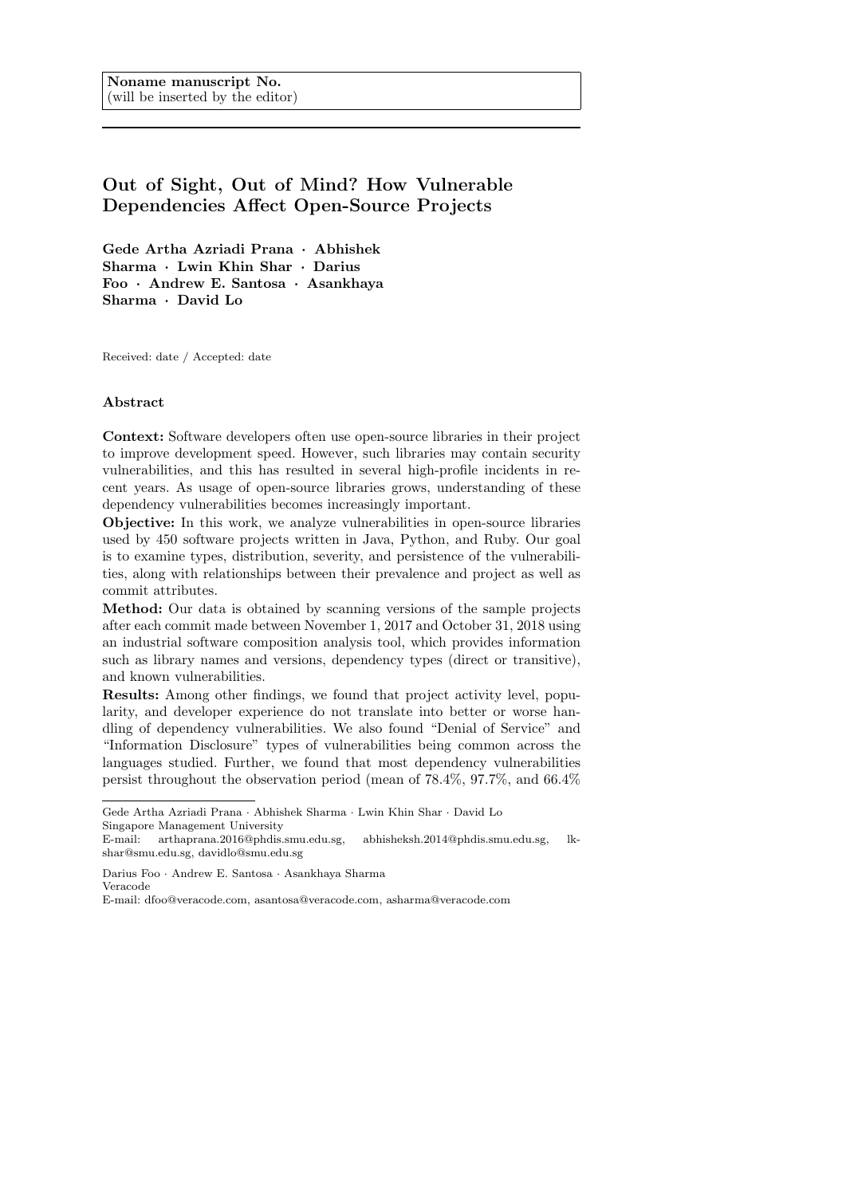**Noname manuscript No.**
(will be inserted by the editor)

# Out of Sight, Out of Mind? How Vulnerable Dependencies Affect Open-Source Projects

**Gede Artha Azriadi Prana · Abhishek Sharma · Lwin Khin Shar · Darius Foo · Andrew E. Santosa · Asankhaya Sharma · David Lo**

Received: date / Accepted: date

## Abstract

**Context:** Software developers often use open-source libraries in their project to improve development speed. However, such libraries may contain security vulnerabilities, and this has resulted in several high-profile incidents in recent years. As usage of open-source libraries grows, understanding of these dependency vulnerabilities becomes increasingly important.

**Objective:** In this work, we analyze vulnerabilities in open-source libraries used by 450 software projects written in Java, Python, and Ruby. Our goal is to examine types, distribution, severity, and persistence of the vulnerabilities, along with relationships between their prevalence and project as well as commit attributes.

**Method:** Our data is obtained by scanning versions of the sample projects after each commit made between November 1, 2017 and October 31, 2018 using an industrial software composition analysis tool, which provides information such as library names and versions, dependency types (direct or transitive), and known vulnerabilities.

**Results:** Among other findings, we found that project activity level, popularity, and developer experience do not translate into better or worse handling of dependency vulnerabilities. We also found "Denial of Service" and "Information Disclosure" types of vulnerabilities being common across the languages studied. Further, we found that most dependency vulnerabilities persist throughout the observation period (mean of 78.4%, 97.7%, and 66.4%

---

Gede Artha Azriadi Prana · Abhishek Sharma · Lwin Khin Shar · David Lo
Singapore Management University
E-mail: arthaprana.2016@phdis.smu.edu.sg, abhisheksh.2014@phdis.smu.edu.sg, lkshar@smu.edu.sg, davidlo@smu.edu.sg

Darius Foo · Andrew E. Santosa · Asankhaya Sharma
Veracode
E-mail: dfoo@veracode.com, asantosa@veracode.com, asharma@veracode.com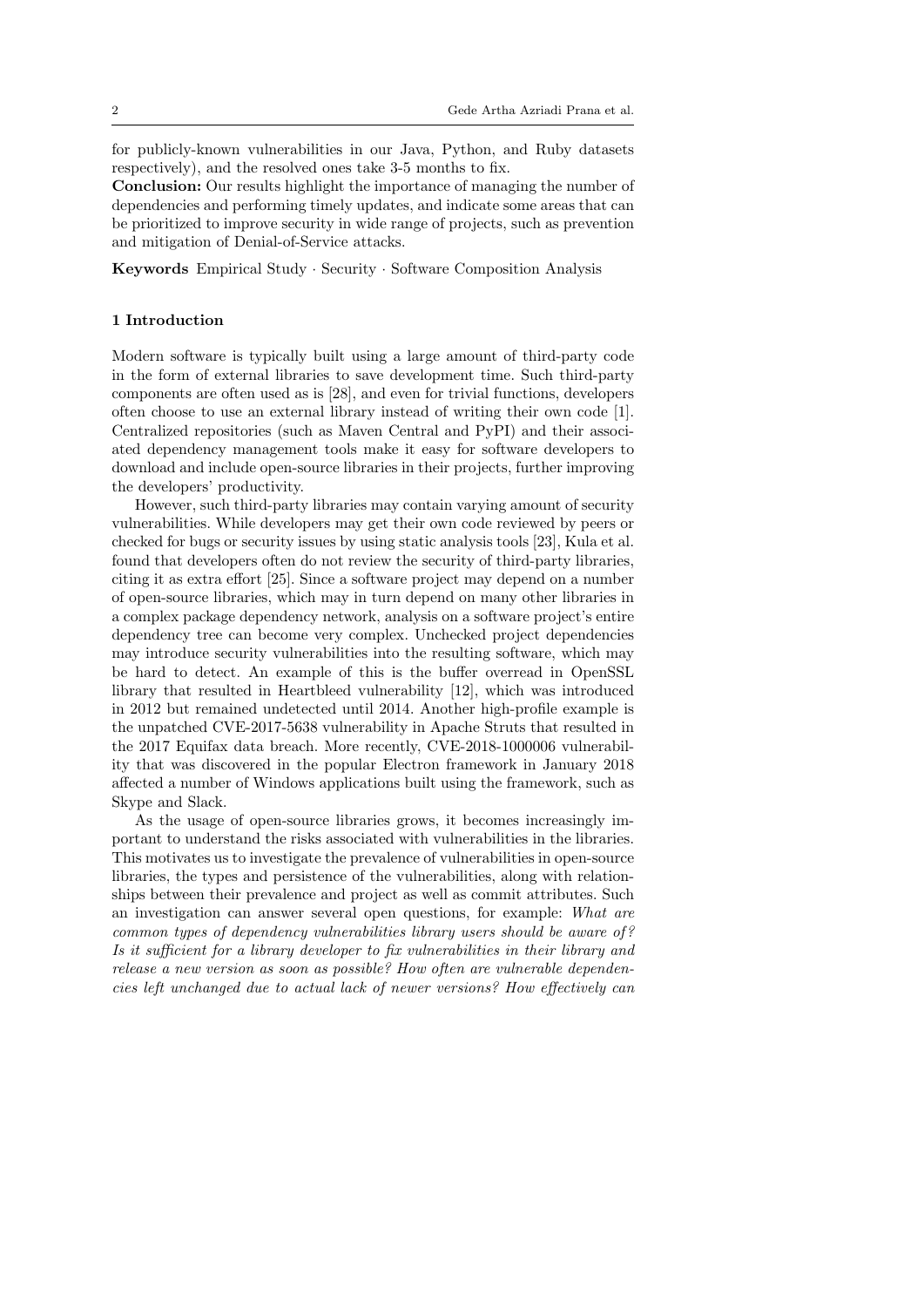for publicly-known vulnerabilities in our Java, Python, and Ruby datasets respectively), and the resolved ones take 3-5 months to fix.

**Conclusion:** Our results highlight the importance of managing the number of dependencies and performing timely updates, and indicate some areas that can be prioritized to improve security in wide range of projects, such as prevention and mitigation of Denial-of-Service attacks.

**Keywords** Empirical Study · Security · Software Composition Analysis

## 1 Introduction

Modern software is typically built using a large amount of third-party code in the form of external libraries to save development time. Such third-party components are often used as is [28], and even for trivial functions, developers often choose to use an external library instead of writing their own code [1]. Centralized repositories (such as Maven Central and PyPI) and their associated dependency management tools make it easy for software developers to download and include open-source libraries in their projects, further improving the developers' productivity.

However, such third-party libraries may contain varying amount of security vulnerabilities. While developers may get their own code reviewed by peers or checked for bugs or security issues by using static analysis tools [23], Kula et al. found that developers often do not review the security of third-party libraries, citing it as extra effort [25]. Since a software project may depend on a number of open-source libraries, which may in turn depend on many other libraries in a complex package dependency network, analysis on a software project's entire dependency tree can become very complex. Unchecked project dependencies may introduce security vulnerabilities into the resulting software, which may be hard to detect. An example of this is the buffer overread in OpenSSL library that resulted in Heartbleed vulnerability [12], which was introduced in 2012 but remained undetected until 2014. Another high-profile example is the unpatched CVE-2017-5638 vulnerability in Apache Struts that resulted in the 2017 Equifax data breach. More recently, CVE-2018-1000006 vulnerability that was discovered in the popular Electron framework in January 2018 affected a number of Windows applications built using the framework, such as Skype and Slack.

As the usage of open-source libraries grows, it becomes increasingly important to understand the risks associated with vulnerabilities in the libraries. This motivates us to investigate the prevalence of vulnerabilities in open-source libraries, the types and persistence of the vulnerabilities, along with relationships between their prevalence and project as well as commit attributes. Such an investigation can answer several open questions, for example: *What are common types of dependency vulnerabilities library users should be aware of? Is it sufficient for a library developer to fix vulnerabilities in their library and release a new version as soon as possible? How often are vulnerable dependencies left unchanged due to actual lack of newer versions? How effectively can*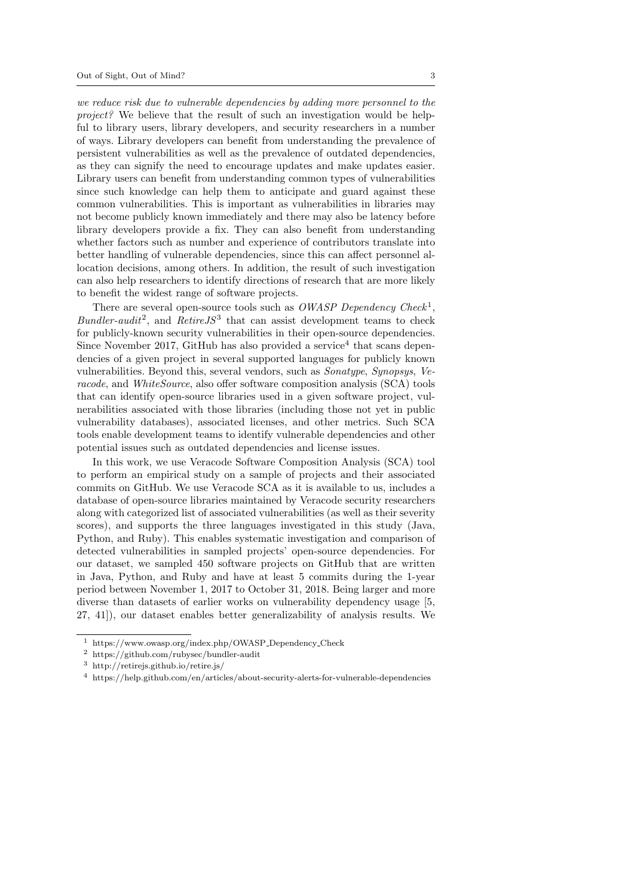*we reduce risk due to vulnerable dependencies by adding more personnel to the project?* We believe that the result of such an investigation would be helpful to library users, library developers, and security researchers in a number of ways. Library developers can benefit from understanding the prevalence of persistent vulnerabilities as well as the prevalence of outdated dependencies, as they can signify the need to encourage updates and make updates easier. Library users can benefit from understanding common types of vulnerabilities since such knowledge can help them to anticipate and guard against these common vulnerabilities. This is important as vulnerabilities in libraries may not become publicly known immediately and there may also be latency before library developers provide a fix. They can also benefit from understanding whether factors such as number and experience of contributors translate into better handling of vulnerable dependencies, since this can affect personnel allocation decisions, among others. In addition, the result of such investigation can also help researchers to identify directions of research that are more likely to benefit the widest range of software projects.

There are several open-source tools such as *OWASP Dependency Check*[1], *Bundler-audit*[2], and *RetireJS*[3] that can assist development teams to check for publicly-known security vulnerabilities in their open-source dependencies. Since November 2017, GitHub has also provided a service[4] that scans dependencies of a given project in several supported languages for publicly known vulnerabilities. Beyond this, several vendors, such as *Sonatype*, *Synopsys*, *Veracode*, and *WhiteSource*, also offer software composition analysis (SCA) tools that can identify open-source libraries used in a given software project, vulnerabilities associated with those libraries (including those not yet in public vulnerability databases), associated licenses, and other metrics. Such SCA tools enable development teams to identify vulnerable dependencies and other potential issues such as outdated dependencies and license issues.

In this work, we use Veracode Software Composition Analysis (SCA) tool to perform an empirical study on a sample of projects and their associated commits on GitHub. We use Veracode SCA as it is available to us, includes a database of open-source libraries maintained by Veracode security researchers along with categorized list of associated vulnerabilities (as well as their severity scores), and supports the three languages investigated in this study (Java, Python, and Ruby). This enables systematic investigation and comparison of detected vulnerabilities in sampled projects' open-source dependencies. For our dataset, we sampled 450 software projects on GitHub that are written in Java, Python, and Ruby and have at least 5 commits during the 1-year period between November 1, 2017 to October 31, 2018. Being larger and more diverse than datasets of earlier works on vulnerability dependency usage [5, 27, 41]), our dataset enables better generalizability of analysis results. We

[1] https://www.owasp.org/index.php/OWASP_Dependency_Check

[2] https://github.com/rubysec/bundler-audit

[3] http://retirejs.github.io/retire.js/

[4] https://help.github.com/en/articles/about-security-alerts-for-vulnerable-dependencies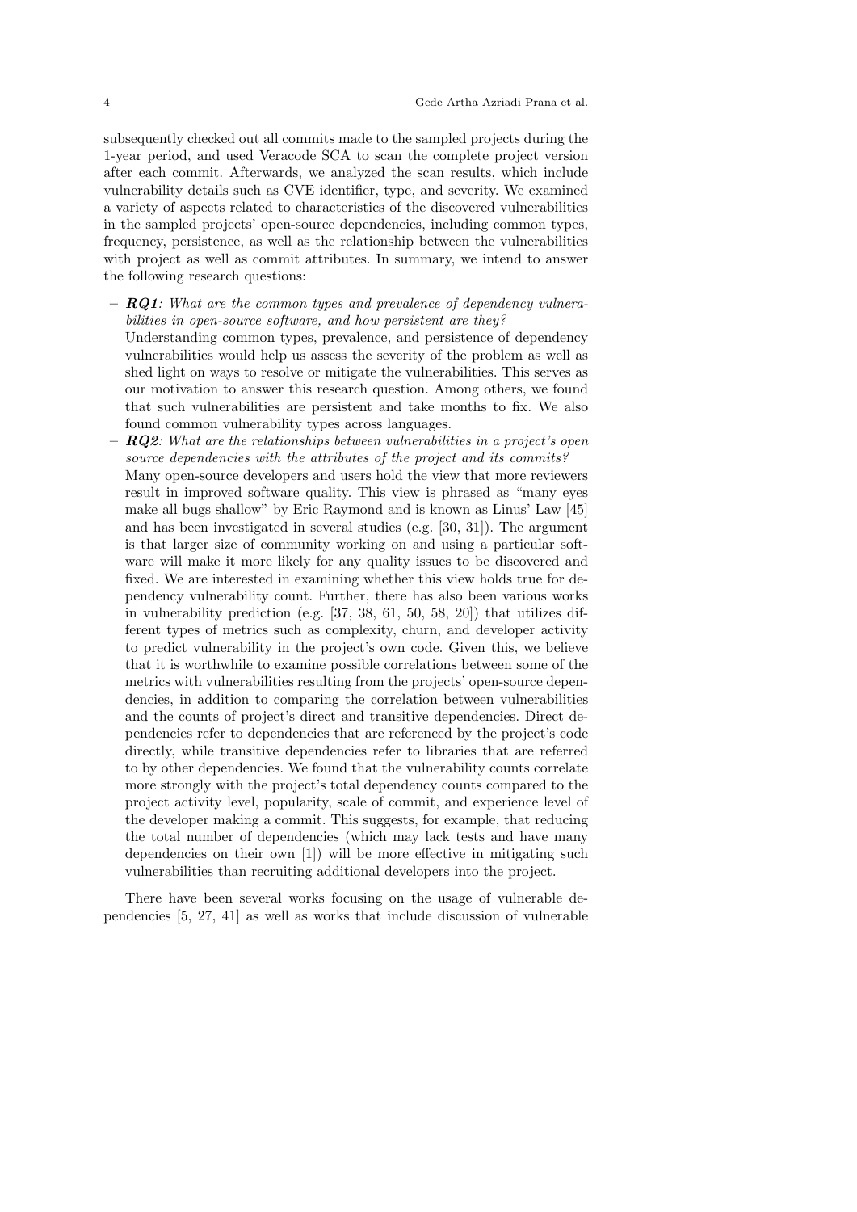subsequently checked out all commits made to the sampled projects during the 1-year period, and used Veracode SCA to scan the complete project version after each commit. Afterwards, we analyzed the scan results, which include vulnerability details such as CVE identifier, type, and severity. We examined a variety of aspects related to characteristics of the discovered vulnerabilities in the sampled projects' open-source dependencies, including common types, frequency, persistence, as well as the relationship between the vulnerabilities with project as well as commit attributes. In summary, we intend to answer the following research questions:

- ***RQ1****: What are the common types and prevalence of dependency vulnerabilities in open-source software, and how persistent are they?*
  Understanding common types, prevalence, and persistence of dependency vulnerabilities would help us assess the severity of the problem as well as shed light on ways to resolve or mitigate the vulnerabilities. This serves as our motivation to answer this research question. Among others, we found that such vulnerabilities are persistent and take months to fix. We also found common vulnerability types across languages.
- ***RQ2****: What are the relationships between vulnerabilities in a project's open source dependencies with the attributes of the project and its commits?*
  Many open-source developers and users hold the view that more reviewers result in improved software quality. This view is phrased as "many eyes make all bugs shallow" by Eric Raymond and is known as Linus' Law [45] and has been investigated in several studies (e.g. [30, 31]). The argument is that larger size of community working on and using a particular software will make it more likely for any quality issues to be discovered and fixed. We are interested in examining whether this view holds true for dependency vulnerability count. Further, there has also been various works in vulnerability prediction (e.g. [37, 38, 61, 50, 58, 20]) that utilizes different types of metrics such as complexity, churn, and developer activity to predict vulnerability in the project's own code. Given this, we believe that it is worthwhile to examine possible correlations between some of the metrics with vulnerabilities resulting from the projects' open-source dependencies, in addition to comparing the correlation between vulnerabilities and the counts of project's direct and transitive dependencies. Direct dependencies refer to dependencies that are referenced by the project's code directly, while transitive dependencies refer to libraries that are referred to by other dependencies. We found that the vulnerability counts correlate more strongly with the project's total dependency counts compared to the project activity level, popularity, scale of commit, and experience level of the developer making a commit. This suggests, for example, that reducing the total number of dependencies (which may lack tests and have many dependencies on their own [1]) will be more effective in mitigating such vulnerabilities than recruiting additional developers into the project.

There have been several works focusing on the usage of vulnerable dependencies [5, 27, 41] as well as works that include discussion of vulnerable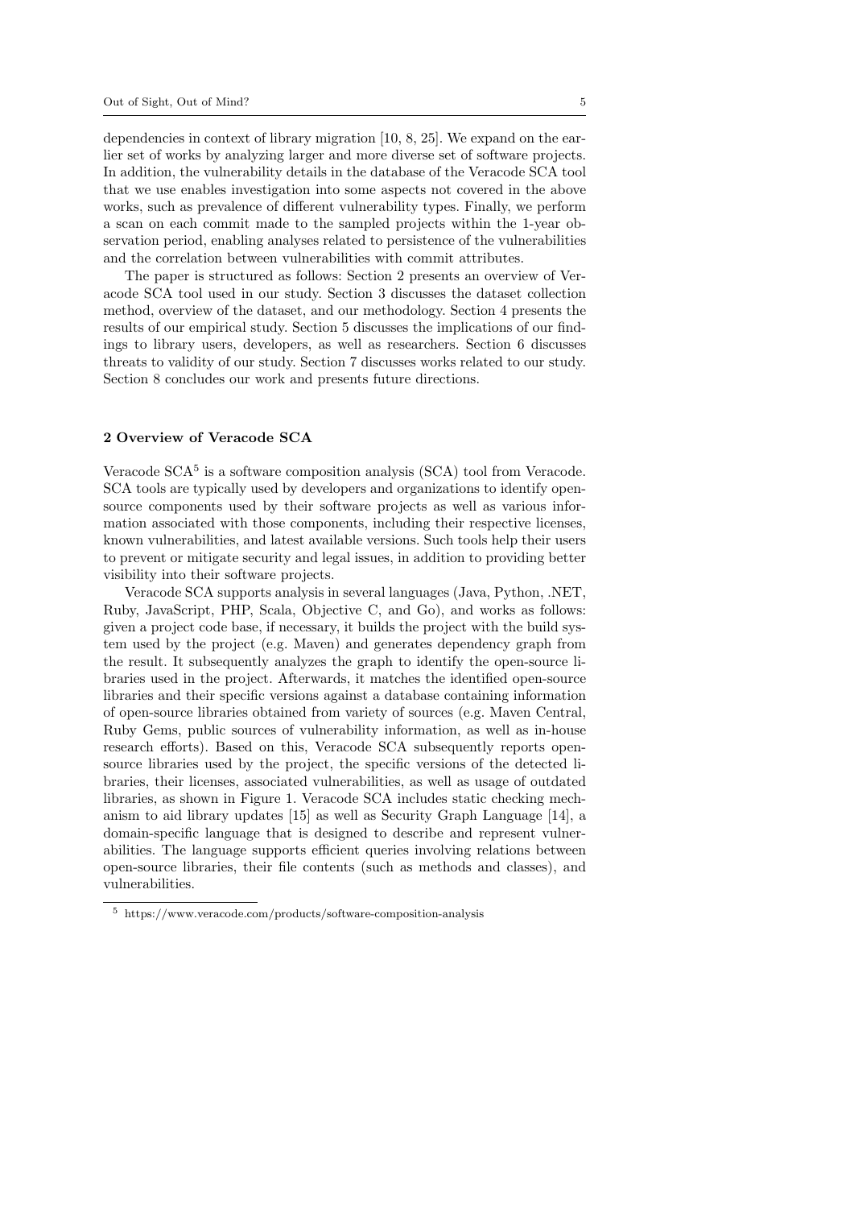dependencies in context of library migration [10, 8, 25]. We expand on the earlier set of works by analyzing larger and more diverse set of software projects. In addition, the vulnerability details in the database of the Veracode SCA tool that we use enables investigation into some aspects not covered in the above works, such as prevalence of different vulnerability types. Finally, we perform a scan on each commit made to the sampled projects within the 1-year observation period, enabling analyses related to persistence of the vulnerabilities and the correlation between vulnerabilities with commit attributes.

The paper is structured as follows: Section 2 presents an overview of Veracode SCA tool used in our study. Section 3 discusses the dataset collection method, overview of the dataset, and our methodology. Section 4 presents the results of our empirical study. Section 5 discusses the implications of our findings to library users, developers, as well as researchers. Section 6 discusses threats to validity of our study. Section 7 discusses works related to our study. Section 8 concludes our work and presents future directions.

## 2 Overview of Veracode SCA

Veracode SCA[5] is a software composition analysis (SCA) tool from Veracode. SCA tools are typically used by developers and organizations to identify open-source components used by their software projects as well as various information associated with those components, including their respective licenses, known vulnerabilities, and latest available versions. Such tools help their users to prevent or mitigate security and legal issues, in addition to providing better visibility into their software projects.

Veracode SCA supports analysis in several languages (Java, Python, .NET, Ruby, JavaScript, PHP, Scala, Objective C, and Go), and works as follows: given a project code base, if necessary, it builds the project with the build system used by the project (e.g. Maven) and generates dependency graph from the result. It subsequently analyzes the graph to identify the open-source libraries used in the project. Afterwards, it matches the identified open-source libraries and their specific versions against a database containing information of open-source libraries obtained from variety of sources (e.g. Maven Central, Ruby Gems, public sources of vulnerability information, as well as in-house research efforts). Based on this, Veracode SCA subsequently reports open-source libraries used by the project, the specific versions of the detected libraries, their licenses, associated vulnerabilities, as well as usage of outdated libraries, as shown in Figure 1. Veracode SCA includes static checking mechanism to aid library updates [15] as well as Security Graph Language [14], a domain-specific language that is designed to describe and represent vulnerabilities. The language supports efficient queries involving relations between open-source libraries, their file contents (such as methods and classes), and vulnerabilities.

[5] https://www.veracode.com/products/software-composition-analysis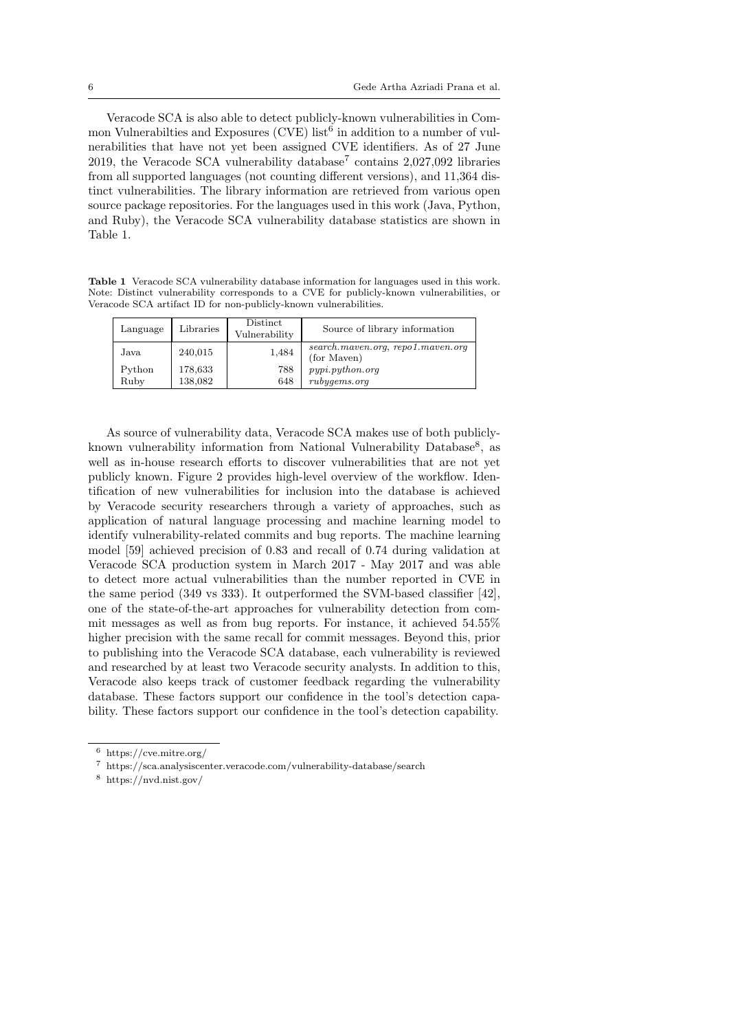Veracode SCA is also able to detect publicly-known vulnerabilities in Common Vulnerabilties and Exposures (CVE) list[6] in addition to a number of vulnerabilities that have not yet been assigned CVE identifiers. As of 27 June 2019, the Veracode SCA vulnerability database[7] contains 2,027,092 libraries from all supported languages (not counting different versions), and 11,364 distinct vulnerabilities. The library information are retrieved from various open source package repositories. For the languages used in this work (Java, Python, and Ruby), the Veracode SCA vulnerability database statistics are shown in Table 1.

**Table 1** Veracode SCA vulnerability database information for languages used in this work. Note: Distinct vulnerability corresponds to a CVE for publicly-known vulnerabilities, or Veracode SCA artifact ID for non-publicly-known vulnerabilities.

| Language | Libraries | Distinct Vulnerability | Source of library information |
|---|---|---|---|
| Java | 240,015 | 1,484 | *search.maven.org*, *repo1.maven.org* (for Maven) |
| Python | 178,633 | 788 | *pypi.python.org* |
| Ruby | 138,082 | 648 | *rubygems.org* |

As source of vulnerability data, Veracode SCA makes use of both publicly-known vulnerability information from National Vulnerability Database[8], as well as in-house research efforts to discover vulnerabilities that are not yet publicly known. Figure 2 provides high-level overview of the workflow. Identification of new vulnerabilities for inclusion into the database is achieved by Veracode security researchers through a variety of approaches, such as application of natural language processing and machine learning model to identify vulnerability-related commits and bug reports. The machine learning model [59] achieved precision of 0.83 and recall of 0.74 during validation at Veracode SCA production system in March 2017 - May 2017 and was able to detect more actual vulnerabilities than the number reported in CVE in the same period (349 vs 333). It outperformed the SVM-based classifier [42], one of the state-of-the-art approaches for vulnerability detection from commit messages as well as from bug reports. For instance, it achieved 54.55% higher precision with the same recall for commit messages. Beyond this, prior to publishing into the Veracode SCA database, each vulnerability is reviewed and researched by at least two Veracode security analysts. In addition to this, Veracode also keeps track of customer feedback regarding the vulnerability database. These factors support our confidence in the tool's detection capability. These factors support our confidence in the tool's detection capability.

[6] https://cve.mitre.org/

[7] https://sca.analysiscenter.veracode.com/vulnerability-database/search

[8] https://nvd.nist.gov/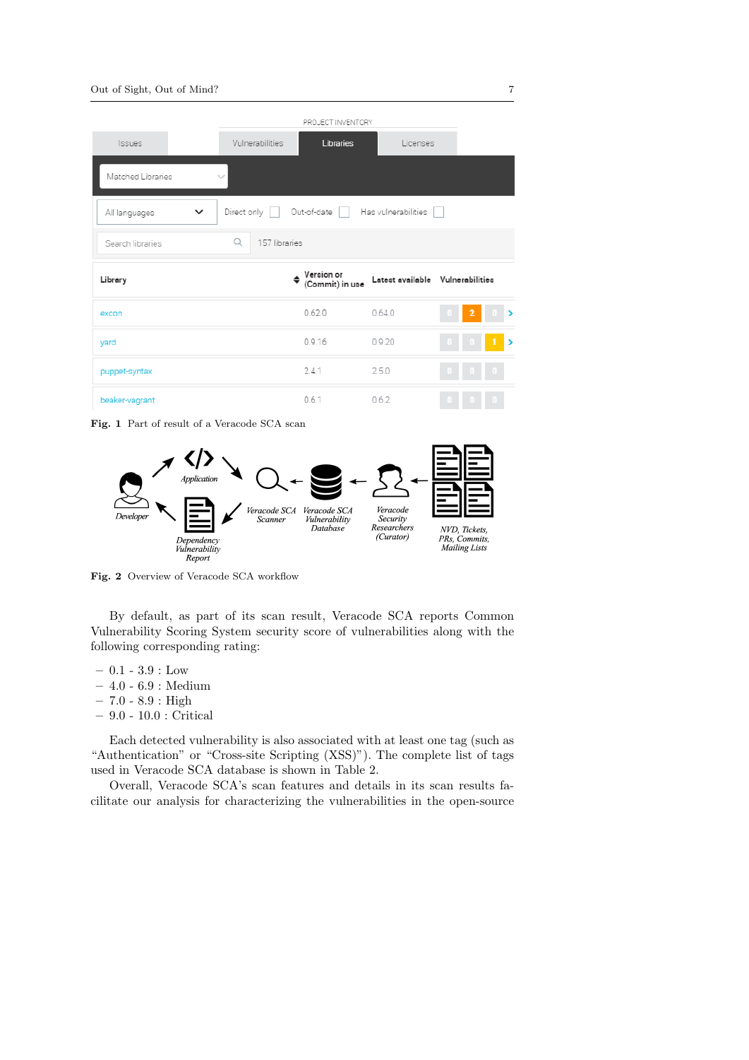Fig. 1 Part of result of a Veracode SCA scan

Fig. 2 Overview of Veracode SCA workflow

By default, as part of its scan result, Veracode SCA reports Common Vulnerability Scoring System security score of vulnerabilities along with the following corresponding rating:

- 0.1 - 3.9 : Low
- 4.0 - 6.9 : Medium
- 7.0 - 8.9 : High
- 9.0 - 10.0 : Critical

Each detected vulnerability is also associated with at least one tag (such as "Authentication" or "Cross-site Scripting (XSS)"). The complete list of tags used in Veracode SCA database is shown in Table 2.

Overall, Veracode SCA's scan features and details in its scan results facilitate our analysis for characterizing the vulnerabilities in the open-source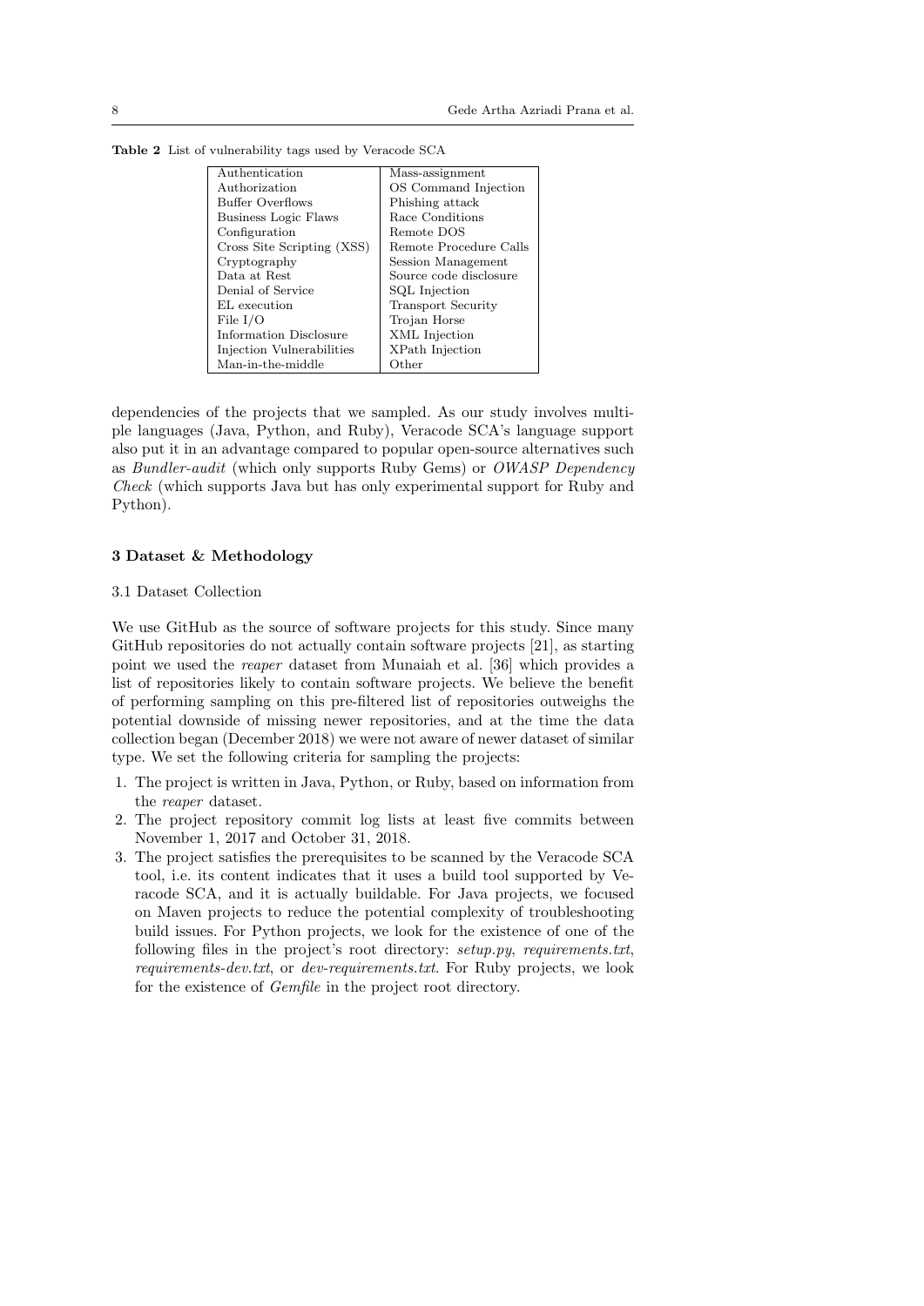**Table 2** List of vulnerability tags used by Veracode SCA

| | |
|---|---|
| Authentication | Mass-assignment |
| Authorization | OS Command Injection |
| Buffer Overflows | Phishing attack |
| Business Logic Flaws | Race Conditions |
| Configuration | Remote DOS |
| Cross Site Scripting (XSS) | Remote Procedure Calls |
| Cryptography | Session Management |
| Data at Rest | Source code disclosure |
| Denial of Service | SQL Injection |
| EL execution | Transport Security |
| File I/O | Trojan Horse |
| Information Disclosure | XML Injection |
| Injection Vulnerabilities | XPath Injection |
| Man-in-the-middle | Other |

dependencies of the projects that we sampled. As our study involves multiple languages (Java, Python, and Ruby), Veracode SCA's language support also put it in an advantage compared to popular open-source alternatives such as *Bundler-audit* (which only supports Ruby Gems) or *OWASP Dependency Check* (which supports Java but has only experimental support for Ruby and Python).

## 3 Dataset & Methodology

### 3.1 Dataset Collection

We use GitHub as the source of software projects for this study. Since many GitHub repositories do not actually contain software projects [21], as starting point we used the *reaper* dataset from Munaiah et al. [36] which provides a list of repositories likely to contain software projects. We believe the benefit of performing sampling on this pre-filtered list of repositories outweighs the potential downside of missing newer repositories, and at the time the data collection began (December 2018) we were not aware of newer dataset of similar type. We set the following criteria for sampling the projects:

1. The project is written in Java, Python, or Ruby, based on information from the *reaper* dataset.
2. The project repository commit log lists at least five commits between November 1, 2017 and October 31, 2018.
3. The project satisfies the prerequisites to be scanned by the Veracode SCA tool, i.e. its content indicates that it uses a build tool supported by Veracode SCA, and it is actually buildable. For Java projects, we focused on Maven projects to reduce the potential complexity of troubleshooting build issues. For Python projects, we look for the existence of one of the following files in the project's root directory: *setup.py*, *requirements.txt*, *requirements-dev.txt*, or *dev-requirements.txt*. For Ruby projects, we look for the existence of *Gemfile* in the project root directory.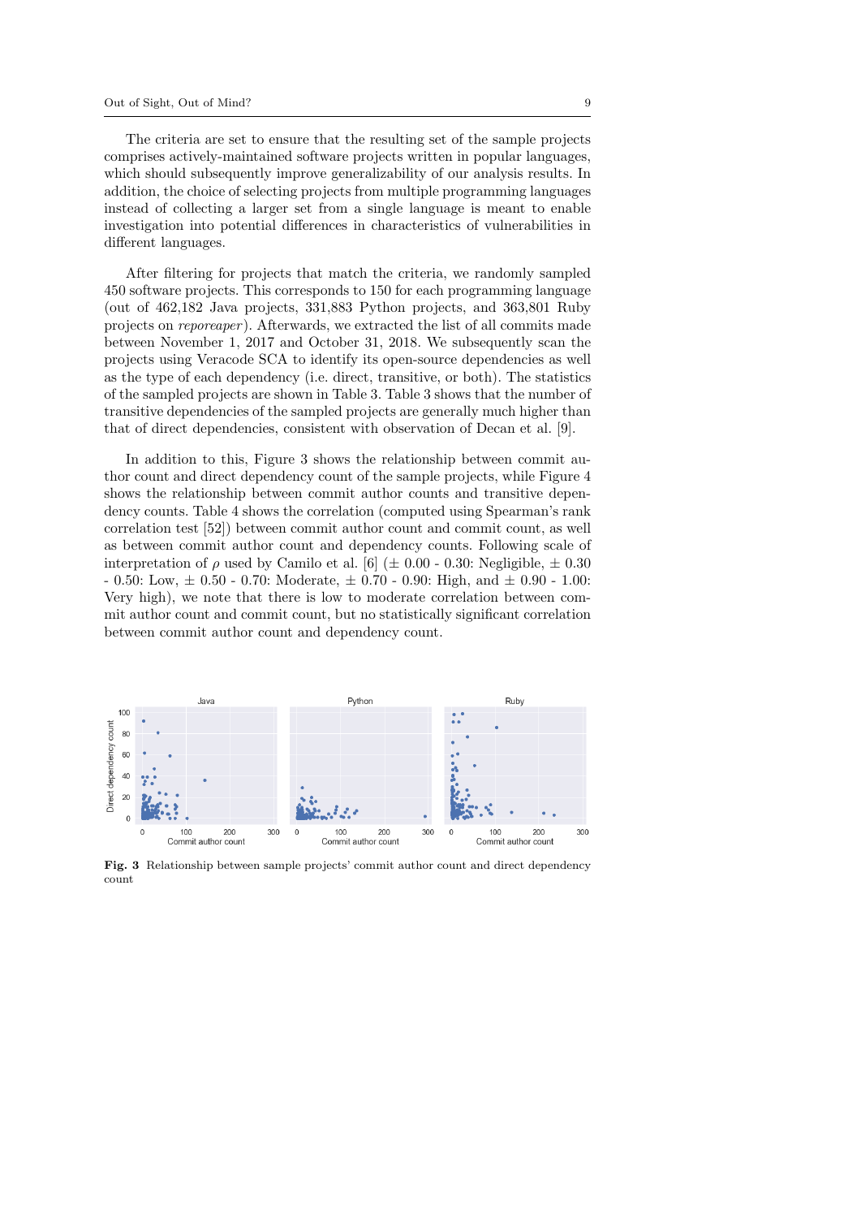The criteria are set to ensure that the resulting set of the sample projects comprises actively-maintained software projects written in popular languages, which should subsequently improve generalizability of our analysis results. In addition, the choice of selecting projects from multiple programming languages instead of collecting a larger set from a single language is meant to enable investigation into potential differences in characteristics of vulnerabilities in different languages.

After filtering for projects that match the criteria, we randomly sampled 450 software projects. This corresponds to 150 for each programming language (out of 462,182 Java projects, 331,883 Python projects, and 363,801 Ruby projects on *reporeaper*). Afterwards, we extracted the list of all commits made between November 1, 2017 and October 31, 2018. We subsequently scan the projects using Veracode SCA to identify its open-source dependencies as well as the type of each dependency (i.e. direct, transitive, or both). The statistics of the sampled projects are shown in Table 3. Table 3 shows that the number of transitive dependencies of the sampled projects are generally much higher than that of direct dependencies, consistent with observation of Decan et al. [9].

In addition to this, Figure 3 shows the relationship between commit author count and direct dependency count of the sample projects, while Figure 4 shows the relationship between commit author counts and transitive dependency counts. Table 4 shows the correlation (computed using Spearman's rank correlation test [52]) between commit author count and commit count, as well as between commit author count and dependency counts. Following scale of interpretation of $\rho$ used by Camilo et al. [6] ($\pm$ 0.00 - 0.30: Negligible, $\pm$ 0.30 - 0.50: Low, $\pm$ 0.50 - 0.70: Moderate, $\pm$ 0.70 - 0.90: High, and $\pm$ 0.90 - 1.00: Very high), we note that there is low to moderate correlation between commit author count and commit count, but no statistically significant correlation between commit author count and dependency count.

**Fig. 3** Relationship between sample projects' commit author count and direct dependency count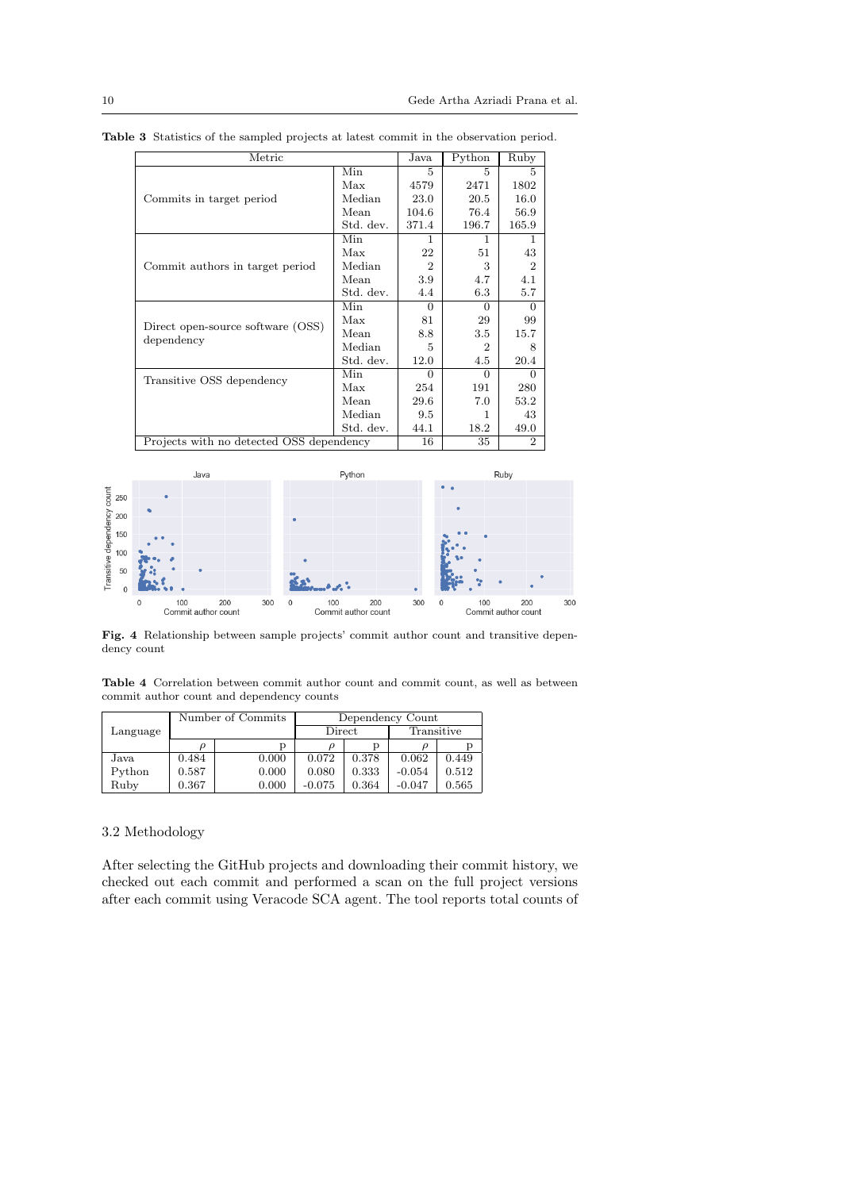**Table 3** Statistics of the sampled projects at latest commit in the observation period.

| Metric | | Java | Python | Ruby |
|---|---|---|---|---|
| Commits in target period | Min | 5 | 5 | 5 |
| | Max | 4579 | 2471 | 1802 |
| | Median | 23.0 | 20.5 | 16.0 |
| | Mean | 104.6 | 76.4 | 56.9 |
| | Std. dev. | 371.4 | 196.7 | 165.9 |
| Commit authors in target period | Min | 1 | 1 | 1 |
| | Max | 22 | 51 | 43 |
| | Median | 2 | 3 | 2 |
| | Mean | 3.9 | 4.7 | 4.1 |
| | Std. dev. | 4.4 | 6.3 | 5.7 |
| Direct open-source software (OSS) dependency | Min | 0 | 0 | 0 |
| | Max | 81 | 29 | 99 |
| | Mean | 8.8 | 3.5 | 15.7 |
| | Median | 5 | 2 | 8 |
| | Std. dev. | 12.0 | 4.5 | 20.4 |
| Transitive OSS dependency | Min | 0 | 0 | 0 |
| | Max | 254 | 191 | 280 |
| | Mean | 29.6 | 7.0 | 53.2 |
| | Median | 9.5 | 1 | 43 |
| | Std. dev. | 44.1 | 18.2 | 49.0 |
| Projects with no detected OSS dependency | | 16 | 35 | 2 |

**Fig. 4** Relationship between sample projects' commit author count and transitive dependency count

**Table 4** Correlation between commit author count and commit count, as well as between commit author count and dependency counts

| Language | Number of Commits | | Dependency Count | | | |
|---|---|---|---|---|---|---|
| | | | Direct | | Transitive | |
| | $\rho$ | p | $\rho$ | p | $\rho$ | p |
| Java | 0.484 | 0.000 | 0.072 | 0.378 | 0.062 | 0.449 |
| Python | 0.587 | 0.000 | 0.080 | 0.333 | -0.054 | 0.512 |
| Ruby | 0.367 | 0.000 | -0.075 | 0.364 | -0.047 | 0.565 |

### 3.2 Methodology

After selecting the GitHub projects and downloading their commit history, we checked out each commit and performed a scan on the full project versions after each commit using Veracode SCA agent. The tool reports total counts of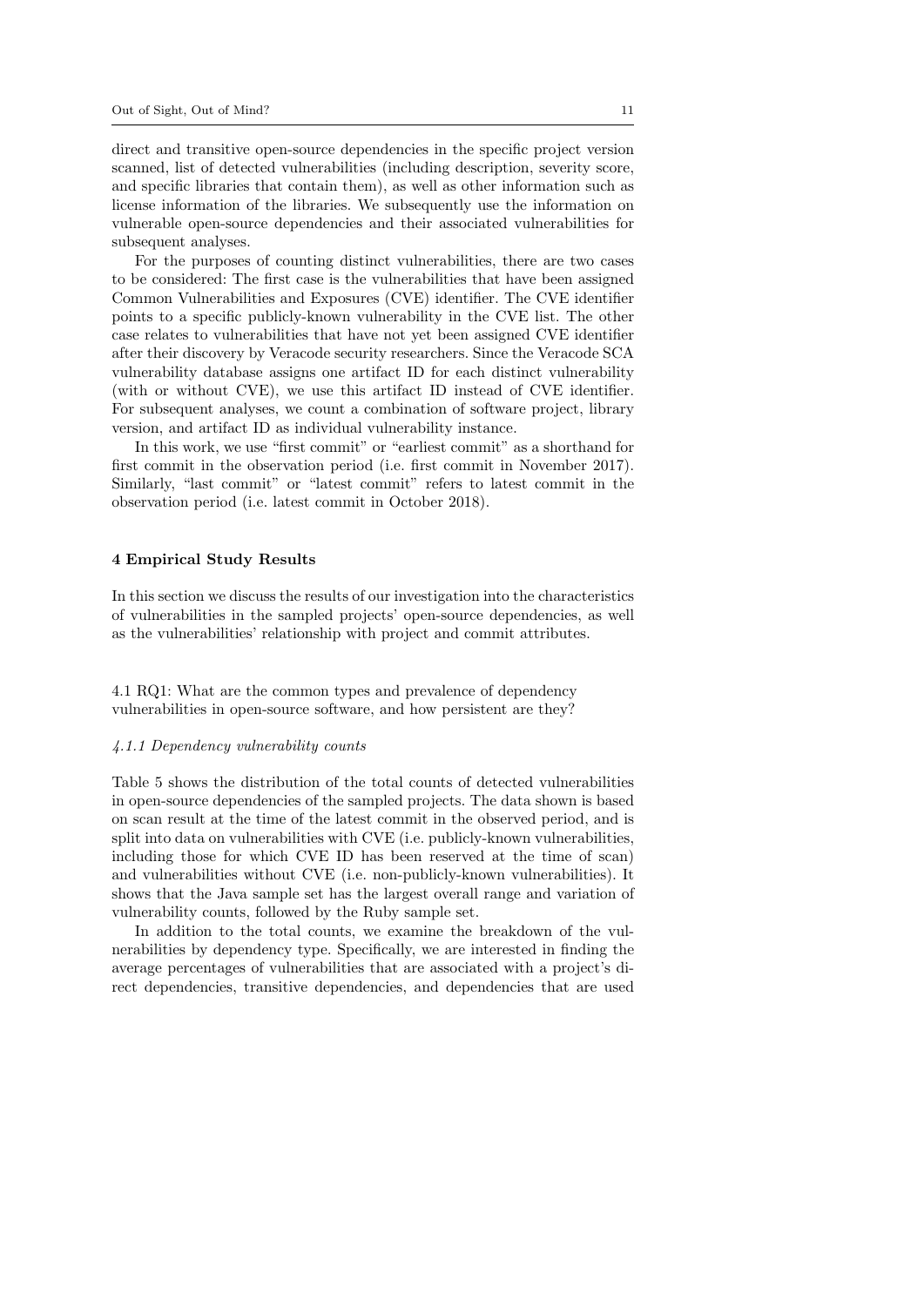direct and transitive open-source dependencies in the specific project version scanned, list of detected vulnerabilities (including description, severity score, and specific libraries that contain them), as well as other information such as license information of the libraries. We subsequently use the information on vulnerable open-source dependencies and their associated vulnerabilities for subsequent analyses.

For the purposes of counting distinct vulnerabilities, there are two cases to be considered: The first case is the vulnerabilities that have been assigned Common Vulnerabilities and Exposures (CVE) identifier. The CVE identifier points to a specific publicly-known vulnerability in the CVE list. The other case relates to vulnerabilities that have not yet been assigned CVE identifier after their discovery by Veracode security researchers. Since the Veracode SCA vulnerability database assigns one artifact ID for each distinct vulnerability (with or without CVE), we use this artifact ID instead of CVE identifier. For subsequent analyses, we count a combination of software project, library version, and artifact ID as individual vulnerability instance.

In this work, we use "first commit" or "earliest commit" as a shorthand for first commit in the observation period (i.e. first commit in November 2017). Similarly, "last commit" or "latest commit" refers to latest commit in the observation period (i.e. latest commit in October 2018).

## 4 Empirical Study Results

In this section we discuss the results of our investigation into the characteristics of vulnerabilities in the sampled projects' open-source dependencies, as well as the vulnerabilities' relationship with project and commit attributes.

### 4.1 RQ1: What are the common types and prevalence of dependency vulnerabilities in open-source software, and how persistent are they?

#### *4.1.1 Dependency vulnerability counts*

Table 5 shows the distribution of the total counts of detected vulnerabilities in open-source dependencies of the sampled projects. The data shown is based on scan result at the time of the latest commit in the observed period, and is split into data on vulnerabilities with CVE (i.e. publicly-known vulnerabilities, including those for which CVE ID has been reserved at the time of scan) and vulnerabilities without CVE (i.e. non-publicly-known vulnerabilities). It shows that the Java sample set has the largest overall range and variation of vulnerability counts, followed by the Ruby sample set.

In addition to the total counts, we examine the breakdown of the vulnerabilities by dependency type. Specifically, we are interested in finding the average percentages of vulnerabilities that are associated with a project's direct dependencies, transitive dependencies, and dependencies that are used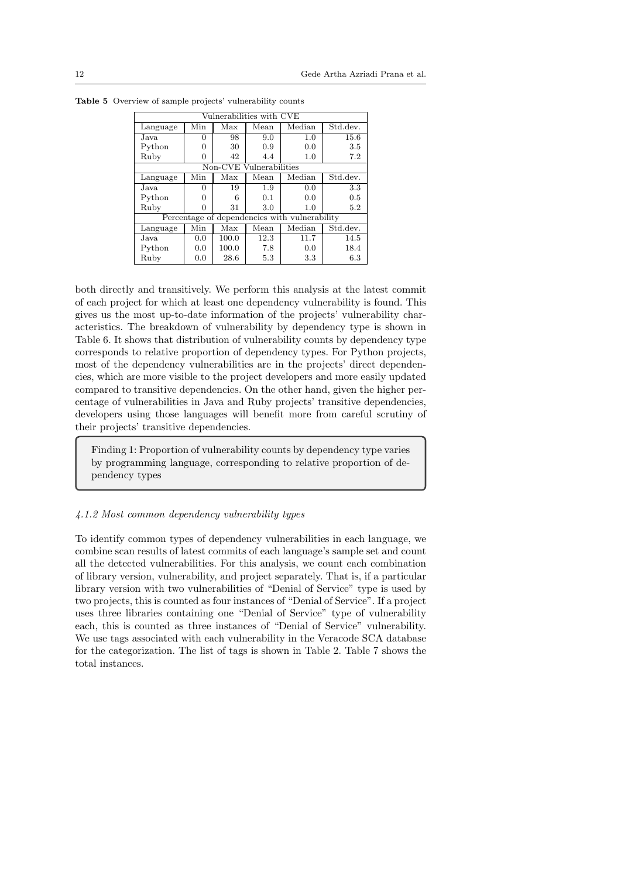**Table 5** Overview of sample projects' vulnerability counts

| Vulnerabilities with CVE | | | | | |
|---|---|---|---|---|---|
| Language | Min | Max | Mean | Median | Std.dev. |
| Java | 0 | 98 | 9.0 | 1.0 | 15.6 |
| Python | 0 | 30 | 0.9 | 0.0 | 3.5 |
| Ruby | 0 | 42 | 4.4 | 1.0 | 7.2 |
| **Non-CVE Vulnerabilities** | | | | | |
| Language | Min | Max | Mean | Median | Std.dev. |
| Java | 0 | 19 | 1.9 | 0.0 | 3.3 |
| Python | 0 | 6 | 0.1 | 0.0 | 0.5 |
| Ruby | 0 | 31 | 3.0 | 1.0 | 5.2 |
| **Percentage of dependencies with vulnerability** | | | | | |
| Language | Min | Max | Mean | Median | Std.dev. |
| Java | 0.0 | 100.0 | 12.3 | 11.7 | 14.5 |
| Python | 0.0 | 100.0 | 7.8 | 0.0 | 18.4 |
| Ruby | 0.0 | 28.6 | 5.3 | 3.3 | 6.3 |

both directly and transitively. We perform this analysis at the latest commit of each project for which at least one dependency vulnerability is found. This gives us the most up-to-date information of the projects' vulnerability characteristics. The breakdown of vulnerability by dependency type is shown in Table 6. It shows that distribution of vulnerability counts by dependency type corresponds to relative proportion of dependency types. For Python projects, most of the dependency vulnerabilities are in the projects' direct dependencies, which are more visible to the project developers and more easily updated compared to transitive dependencies. On the other hand, given the higher percentage of vulnerabilities in Java and Ruby projects' transitive dependencies, developers using those languages will benefit more from careful scrutiny of their projects' transitive dependencies.

> Finding 1: Proportion of vulnerability counts by dependency type varies by programming language, corresponding to relative proportion of dependency types

#### *4.1.2 Most common dependency vulnerability types*

To identify common types of dependency vulnerabilities in each language, we combine scan results of latest commits of each language's sample set and count all the detected vulnerabilities. For this analysis, we count each combination of library version, vulnerability, and project separately. That is, if a particular library version with two vulnerabilities of "Denial of Service" type is used by two projects, this is counted as four instances of "Denial of Service". If a project uses three libraries containing one "Denial of Service" type of vulnerability each, this is counted as three instances of "Denial of Service" vulnerability. We use tags associated with each vulnerability in the Veracode SCA database for the categorization. The list of tags is shown in Table 2. Table 7 shows the total instances.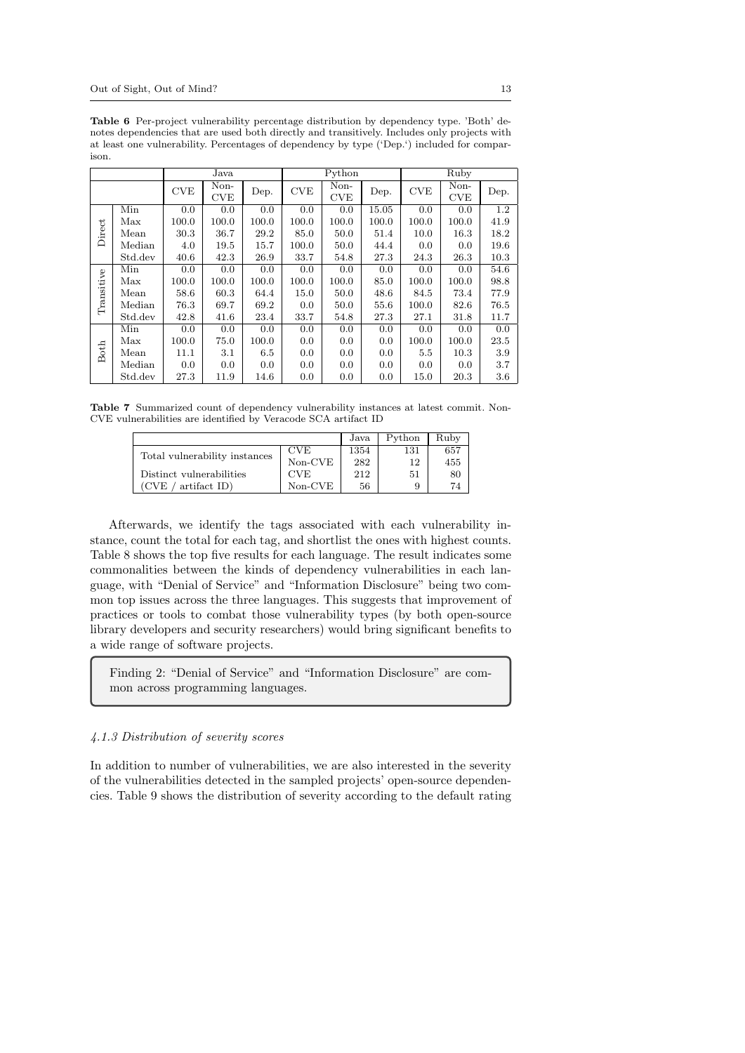**Table 6** Per-project vulnerability percentage distribution by dependency type. 'Both' denotes dependencies that are used both directly and transitively. Includes only projects with at least one vulnerability. Percentages of dependency by type ('Dep.') included for comparison.

| | | Java | | | Python | | | Ruby | | |
|---|---|---|---|---|---|---|---|---|---|---|
| | | CVE | Non-CVE | Dep. | CVE | Non-CVE | Dep. | CVE | Non-CVE | Dep. |
| Direct | Min | 0.0 | 0.0 | 0.0 | 0.0 | 0.0 | 15.05 | 0.0 | 0.0 | 1.2 |
| | Max | 100.0 | 100.0 | 100.0 | 100.0 | 100.0 | 100.0 | 100.0 | 100.0 | 41.9 |
| | Mean | 30.3 | 36.7 | 29.2 | 85.0 | 50.0 | 51.4 | 10.0 | 16.3 | 18.2 |
| | Median | 4.0 | 19.5 | 15.7 | 100.0 | 50.0 | 44.4 | 0.0 | 0.0 | 19.6 |
| | Std.dev | 40.6 | 42.3 | 26.9 | 33.7 | 54.8 | 27.3 | 24.3 | 26.3 | 10.3 |
| Transitive | Min | 0.0 | 0.0 | 0.0 | 0.0 | 0.0 | 0.0 | 0.0 | 0.0 | 54.6 |
| | Max | 100.0 | 100.0 | 100.0 | 100.0 | 100.0 | 85.0 | 100.0 | 100.0 | 98.8 |
| | Mean | 58.6 | 60.3 | 64.4 | 15.0 | 50.0 | 48.6 | 84.5 | 73.4 | 77.9 |
| | Median | 76.3 | 69.7 | 69.2 | 0.0 | 50.0 | 55.6 | 100.0 | 82.6 | 76.5 |
| | Std.dev | 42.8 | 41.6 | 23.4 | 33.7 | 54.8 | 27.3 | 27.1 | 31.8 | 11.7 |
| Both | Min | 0.0 | 0.0 | 0.0 | 0.0 | 0.0 | 0.0 | 0.0 | 0.0 | 0.0 |
| | Max | 100.0 | 75.0 | 100.0 | 0.0 | 0.0 | 0.0 | 100.0 | 100.0 | 23.5 |
| | Mean | 11.1 | 3.1 | 6.5 | 0.0 | 0.0 | 0.0 | 5.5 | 10.3 | 3.9 |
| | Median | 0.0 | 0.0 | 0.0 | 0.0 | 0.0 | 0.0 | 0.0 | 0.0 | 3.7 |
| | Std.dev | 27.3 | 11.9 | 14.6 | 0.0 | 0.0 | 0.0 | 15.0 | 20.3 | 3.6 |

**Table 7** Summarized count of dependency vulnerability instances at latest commit. Non-CVE vulnerabilities are identified by Veracode SCA artifact ID

| | | Java | Python | Ruby |
|---|---|---|---|---|
| Total vulnerability instances | CVE | 1354 | 131 | 657 |
| | Non-CVE | 282 | 12 | 455 |
| Distinct vulnerabilities (CVE / artifact ID) | CVE | 212 | 51 | 80 |
| | Non-CVE | 56 | 9 | 74 |

Afterwards, we identify the tags associated with each vulnerability instance, count the total for each tag, and shortlist the ones with highest counts. Table 8 shows the top five results for each language. The result indicates some commonalities between the kinds of dependency vulnerabilities in each language, with "Denial of Service" and "Information Disclosure" being two common top issues across the three languages. This suggests that improvement of practices or tools to combat those vulnerability types (by both open-source library developers and security researchers) would bring significant benefits to a wide range of software projects.

> Finding 2: "Denial of Service" and "Information Disclosure" are common across programming languages.

#### *4.1.3 Distribution of severity scores*

In addition to number of vulnerabilities, we are also interested in the severity of the vulnerabilities detected in the sampled projects' open-source dependencies. Table 9 shows the distribution of severity according to the default rating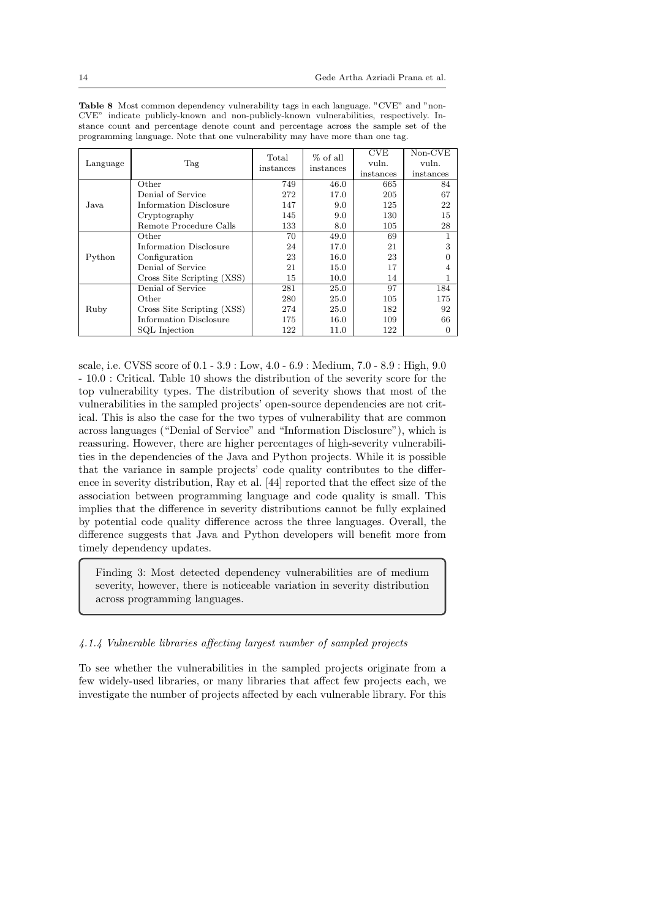**Table 8** Most common dependency vulnerability tags in each language. "CVE" and "non-CVE" indicate publicly-known and non-publicly-known vulnerabilities, respectively. Instance count and percentage denote count and percentage across the sample set of the programming language. Note that one vulnerability may have more than one tag.

| Language | Tag | Total instances | % of all instances | CVE vuln. instances | Non-CVE vuln. instances |
|---|---|---|---|---|---|
| Java | Other | 749 | 46.0 | 665 | 84 |
| | Denial of Service | 272 | 17.0 | 205 | 67 |
| | Information Disclosure | 147 | 9.0 | 125 | 22 |
| | Cryptography | 145 | 9.0 | 130 | 15 |
| | Remote Procedure Calls | 133 | 8.0 | 105 | 28 |
| Python | Other | 70 | 49.0 | 69 | 1 |
| | Information Disclosure | 24 | 17.0 | 21 | 3 |
| | Configuration | 23 | 16.0 | 23 | 0 |
| | Denial of Service | 21 | 15.0 | 17 | 4 |
| | Cross Site Scripting (XSS) | 15 | 10.0 | 14 | 1 |
| Ruby | Denial of Service | 281 | 25.0 | 97 | 184 |
| | Other | 280 | 25.0 | 105 | 175 |
| | Cross Site Scripting (XSS) | 274 | 25.0 | 182 | 92 |
| | Information Disclosure | 175 | 16.0 | 109 | 66 |
| | SQL Injection | 122 | 11.0 | 122 | 0 |

scale, i.e. CVSS score of 0.1 - 3.9 : Low, 4.0 - 6.9 : Medium, 7.0 - 8.9 : High, 9.0 - 10.0 : Critical. Table 10 shows the distribution of the severity score for the top vulnerability types. The distribution of severity shows that most of the vulnerabilities in the sampled projects' open-source dependencies are not critical. This is also the case for the two types of vulnerability that are common across languages ("Denial of Service" and "Information Disclosure"), which is reassuring. However, there are higher percentages of high-severity vulnerabilities in the dependencies of the Java and Python projects. While it is possible that the variance in sample projects' code quality contributes to the difference in severity distribution, Ray et al. [44] reported that the effect size of the association between programming language and code quality is small. This implies that the difference in severity distributions cannot be fully explained by potential code quality difference across the three languages. Overall, the difference suggests that Java and Python developers will benefit more from timely dependency updates.

> Finding 3: Most detected dependency vulnerabilities are of medium severity, however, there is noticeable variation in severity distribution across programming languages.

#### *4.1.4 Vulnerable libraries affecting largest number of sampled projects*

To see whether the vulnerabilities in the sampled projects originate from a few widely-used libraries, or many libraries that affect few projects each, we investigate the number of projects affected by each vulnerable library. For this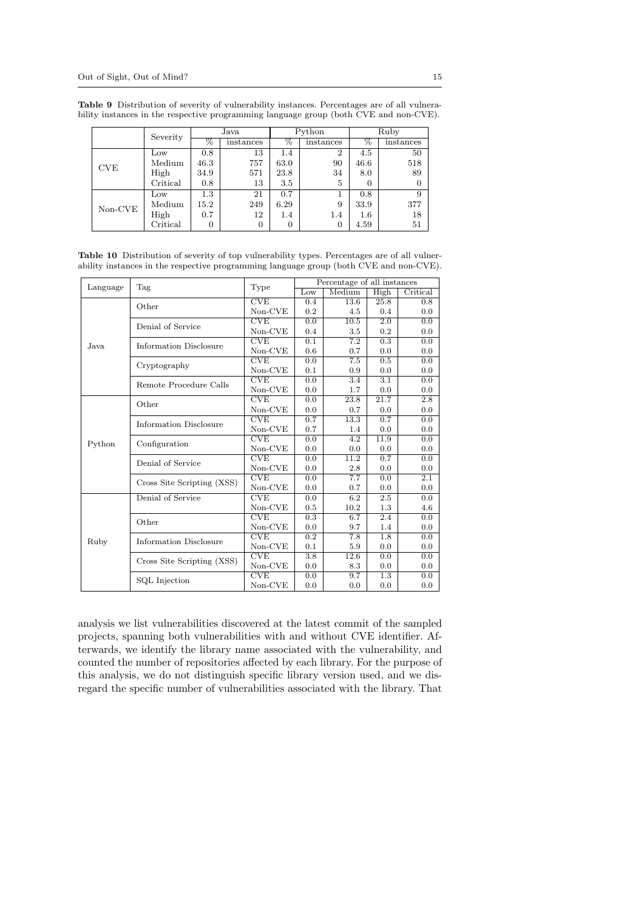**Table 9** Distribution of severity of vulnerability instances. Percentages are of all vulnerability instances in the respective programming language group (both CVE and non-CVE).

| | Severity | Java | | Python | | Ruby | |
|---|---|---|---|---|---|---|---|
| | | % | instances | % | instances | % | instances |
| CVE | Low | 0.8 | 13 | 1.4 | 2 | 4.5 | 50 |
| | Medium | 46.3 | 757 | 63.0 | 90 | 46.6 | 518 |
| | High | 34.9 | 571 | 23.8 | 34 | 8.0 | 89 |
| | Critical | 0.8 | 13 | 3.5 | 5 | 0 | 0 |
| Non-CVE | Low | 1.3 | 21 | 0.7 | 1 | 0.8 | 9 |
| | Medium | 15.2 | 249 | 6.29 | 9 | 33.9 | 377 |
| | High | 0.7 | 12 | 1.4 | 1.4 | 1.6 | 18 |
| | Critical | 0 | 0 | 0 | 0 | 4.59 | 51 |

**Table 10** Distribution of severity of top vulnerability types. Percentages are of all vulnerability instances in the respective programming language group (both CVE and non-CVE).

| Language | Tag | Type | Percentage of all instances | | | |
|---|---|---|---|---|---|---|
| | | | Low | Medium | High | Critical |
| Java | Other | CVE | 0.4 | 13.6 | 25.8 | 0.8 |
| | | Non-CVE | 0.2 | 4.5 | 0.4 | 0.0 |
| | Denial of Service | CVE | 0.0 | 10.5 | 2.0 | 0.0 |
| | | Non-CVE | 0.4 | 3.5 | 0.2 | 0.0 |
| | Information Disclosure | CVE | 0.1 | 7.2 | 0.3 | 0.0 |
| | | Non-CVE | 0.6 | 0.7 | 0.0 | 0.0 |
| | Cryptography | CVE | 0.0 | 7.5 | 0.5 | 0.0 |
| | | Non-CVE | 0.1 | 0.9 | 0.0 | 0.0 |
| | Remote Procedure Calls | CVE | 0.0 | 3.4 | 3.1 | 0.0 |
| | | Non-CVE | 0.0 | 1.7 | 0.0 | 0.0 |
| Python | Other | CVE | 0.0 | 23.8 | 21.7 | 2.8 |
| | | Non-CVE | 0.0 | 0.7 | 0.0 | 0.0 |
| | Information Disclosure | CVE | 0.7 | 13.3 | 0.7 | 0.0 |
| | | Non-CVE | 0.7 | 1.4 | 0.0 | 0.0 |
| | Configuration | CVE | 0.0 | 4.2 | 11.9 | 0.0 |
| | | Non-CVE | 0.0 | 0.0 | 0.0 | 0.0 |
| | Denial of Service | CVE | 0.0 | 11.2 | 0.7 | 0.0 |
| | | Non-CVE | 0.0 | 2.8 | 0.0 | 0.0 |
| | Cross Site Scripting (XSS) | CVE | 0.0 | 7.7 | 0.0 | 2.1 |
| | | Non-CVE | 0.0 | 0.7 | 0.0 | 0.0 |
| Ruby | Denial of Service | CVE | 0.0 | 6.2 | 2.5 | 0.0 |
| | | Non-CVE | 0.5 | 10.2 | 1.3 | 4.6 |
| | Other | CVE | 0.3 | 6.7 | 2.4 | 0.0 |
| | | Non-CVE | 0.0 | 9.7 | 1.4 | 0.0 |
| | Information Disclosure | CVE | 0.2 | 7.8 | 1.8 | 0.0 |
| | | Non-CVE | 0.1 | 5.9 | 0.0 | 0.0 |
| | Cross Site Scripting (XSS) | CVE | 3.8 | 12.6 | 0.0 | 0.0 |
| | | Non-CVE | 0.0 | 8.3 | 0.0 | 0.0 |
| | SQL Injection | CVE | 0.0 | 9.7 | 1.3 | 0.0 |
| | | Non-CVE | 0.0 | 0.0 | 0.0 | 0.0 |

analysis we list vulnerabilities discovered at the latest commit of the sampled projects, spanning both vulnerabilities with and without CVE identifier. Afterwards, we identify the library name associated with the vulnerability, and counted the number of repositories affected by each library. For the purpose of this analysis, we do not distinguish specific library version used, and we disregard the specific number of vulnerabilities associated with the library. That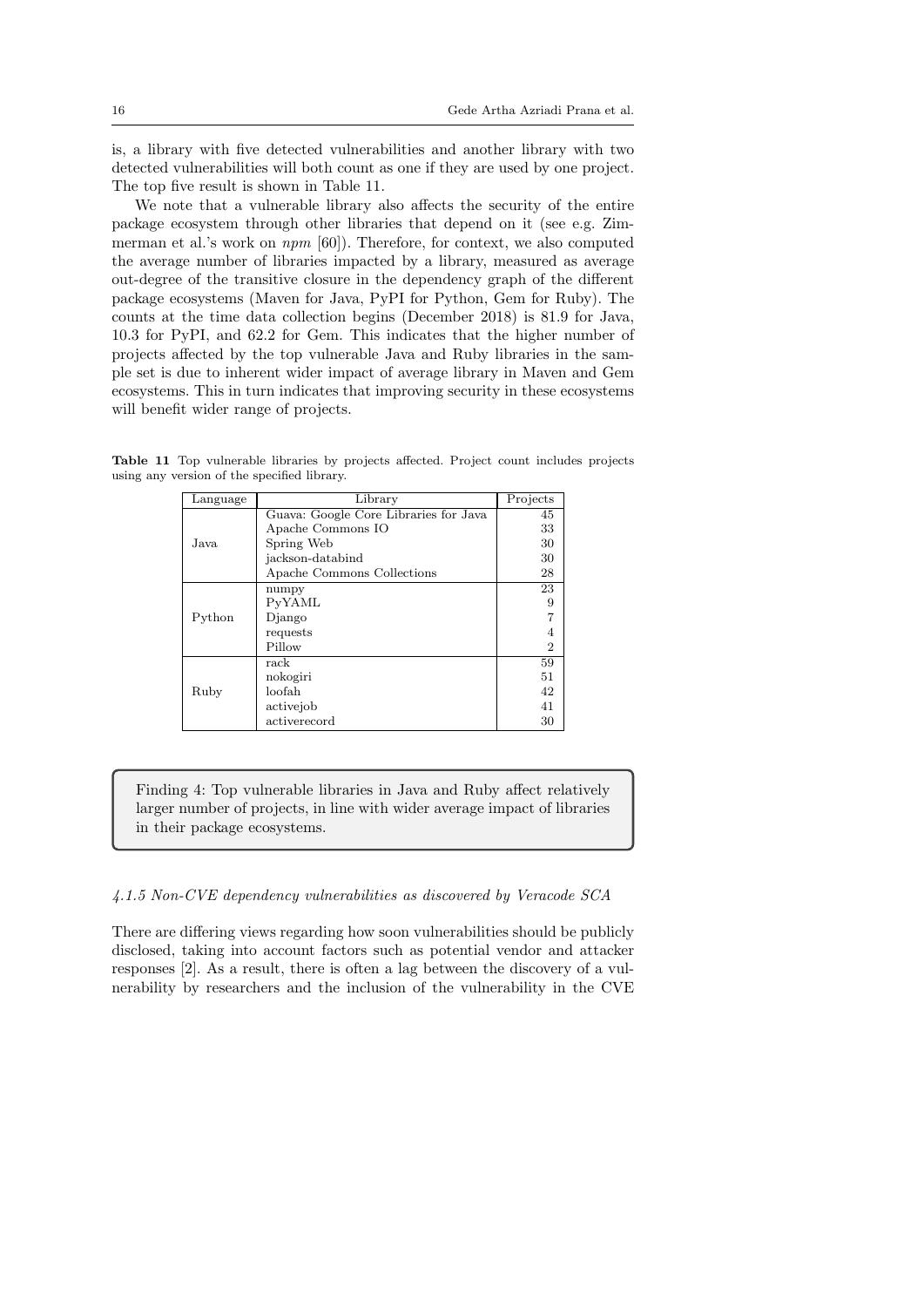is, a library with five detected vulnerabilities and another library with two detected vulnerabilities will both count as one if they are used by one project. The top five result is shown in Table 11.

We note that a vulnerable library also affects the security of the entire package ecosystem through other libraries that depend on it (see e.g. Zimmerman et al.'s work on *npm* [60]). Therefore, for context, we also computed the average number of libraries impacted by a library, measured as average out-degree of the transitive closure in the dependency graph of the different package ecosystems (Maven for Java, PyPI for Python, Gem for Ruby). The counts at the time data collection begins (December 2018) is 81.9 for Java, 10.3 for PyPI, and 62.2 for Gem. This indicates that the higher number of projects affected by the top vulnerable Java and Ruby libraries in the sample set is due to inherent wider impact of average library in Maven and Gem ecosystems. This in turn indicates that improving security in these ecosystems will benefit wider range of projects.

**Table 11** Top vulnerable libraries by projects affected. Project count includes projects using any version of the specified library.

| Language | Library | Projects |
|---|---|---|
| Java | Guava: Google Core Libraries for Java | 45 |
| | Apache Commons IO | 33 |
| | Spring Web | 30 |
| | jackson-databind | 30 |
| | Apache Commons Collections | 28 |
| Python | numpy | 23 |
| | PyYAML | 9 |
| | Django | 7 |
| | requests | 4 |
| | Pillow | 2 |
| Ruby | rack | 59 |
| | nokogiri | 51 |
| | loofah | 42 |
| | activejob | 41 |
| | activerecord | 30 |

> Finding 4: Top vulnerable libraries in Java and Ruby affect relatively larger number of projects, in line with wider average impact of libraries in their package ecosystems.

#### *4.1.5 Non-CVE dependency vulnerabilities as discovered by Veracode SCA*

There are differing views regarding how soon vulnerabilities should be publicly disclosed, taking into account factors such as potential vendor and attacker responses [2]. As a result, there is often a lag between the discovery of a vulnerability by researchers and the inclusion of the vulnerability in the CVE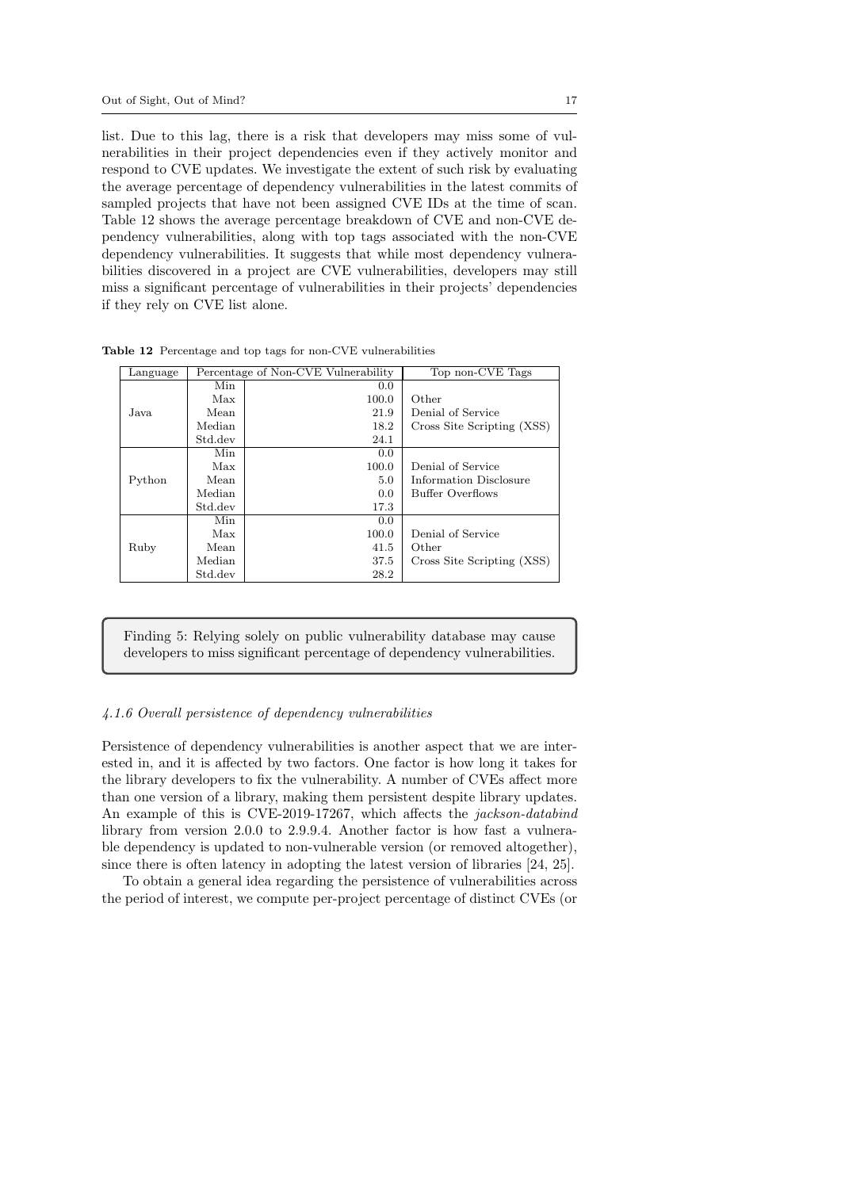list. Due to this lag, there is a risk that developers may miss some of vulnerabilities in their project dependencies even if they actively monitor and respond to CVE updates. We investigate the extent of such risk by evaluating the average percentage of dependency vulnerabilities in the latest commits of sampled projects that have not been assigned CVE IDs at the time of scan. Table 12 shows the average percentage breakdown of CVE and non-CVE dependency vulnerabilities, along with top tags associated with the non-CVE dependency vulnerabilities. It suggests that while most dependency vulnerabilities discovered in a project are CVE vulnerabilities, developers may still miss a significant percentage of vulnerabilities in their projects' dependencies if they rely on CVE list alone.

**Table 12** Percentage and top tags for non-CVE vulnerabilities

| Language | Percentage of Non-CVE Vulnerability | | Top non-CVE Tags |
|---|---|---|---|
| Java | Min | 0.0 | |
| | Max | 100.0 | Other |
| | Mean | 21.9 | Denial of Service |
| | Median | 18.2 | Cross Site Scripting (XSS) |
| | Std.dev | 24.1 | |
| Python | Min | 0.0 | |
| | Max | 100.0 | Denial of Service |
| | Mean | 5.0 | Information Disclosure |
| | Median | 0.0 | Buffer Overflows |
| | Std.dev | 17.3 | |
| Ruby | Min | 0.0 | |
| | Max | 100.0 | Denial of Service |
| | Mean | 41.5 | Other |
| | Median | 37.5 | Cross Site Scripting (XSS) |
| | Std.dev | 28.2 | |

> Finding 5: Relying solely on public vulnerability database may cause developers to miss significant percentage of dependency vulnerabilities.

#### *4.1.6 Overall persistence of dependency vulnerabilities*

Persistence of dependency vulnerabilities is another aspect that we are interested in, and it is affected by two factors. One factor is how long it takes for the library developers to fix the vulnerability. A number of CVEs affect more than one version of a library, making them persistent despite library updates. An example of this is CVE-2019-17267, which affects the *jackson-databind* library from version 2.0.0 to 2.9.9.4. Another factor is how fast a vulnerable dependency is updated to non-vulnerable version (or removed altogether), since there is often latency in adopting the latest version of libraries [24, 25].

To obtain a general idea regarding the persistence of vulnerabilities across the period of interest, we compute per-project percentage of distinct CVEs (or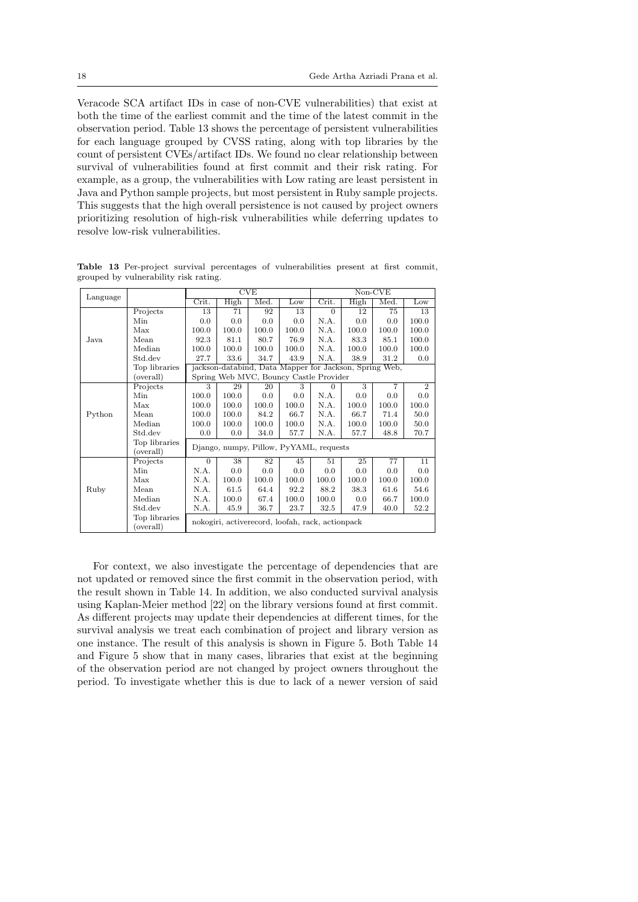Veracode SCA artifact IDs in case of non-CVE vulnerabilities) that exist at both the time of the earliest commit and the time of the latest commit in the observation period. Table 13 shows the percentage of persistent vulnerabilities for each language grouped by CVSS rating, along with top libraries by the count of persistent CVEs/artifact IDs. We found no clear relationship between survival of vulnerabilities found at first commit and their risk rating. For example, as a group, the vulnerabilities with Low rating are least persistent in Java and Python sample projects, but most persistent in Ruby sample projects. This suggests that the high overall persistence is not caused by project owners prioritizing resolution of high-risk vulnerabilities while deferring updates to resolve low-risk vulnerabilities.

**Table 13** Per-project survival percentages of vulnerabilities present at first commit, grouped by vulnerability risk rating.

| Language | | CVE | | | | Non-CVE | | | |
|---|---|---|---|---|---|---|---|---|---|
| | | Crit. | High | Med. | Low | Crit. | High | Med. | Low |
| Java | Projects | 13 | 71 | 92 | 13 | 0 | 12 | 75 | 13 |
| | Min | 0.0 | 0.0 | 0.0 | 0.0 | N.A. | 0.0 | 0.0 | 100.0 |
| | Max | 100.0 | 100.0 | 100.0 | 100.0 | N.A. | 100.0 | 100.0 | 100.0 |
| | Mean | 92.3 | 81.1 | 80.7 | 76.9 | N.A. | 83.3 | 85.1 | 100.0 |
| | Median | 100.0 | 100.0 | 100.0 | 100.0 | N.A. | 100.0 | 100.0 | 100.0 |
| | Std.dev | 27.7 | 33.6 | 34.7 | 43.9 | N.A. | 38.9 | 31.2 | 0.0 |
| | Top libraries (overall) | jackson-databind, Data Mapper for Jackson, Spring Web, Spring Web MVC, Bouncy Castle Provider | | | | | | | |
| Python | Projects | 3 | 29 | 20 | 3 | 0 | 3 | 7 | 2 |
| | Min | 100.0 | 100.0 | 0.0 | 0.0 | N.A. | 0.0 | 0.0 | 0.0 |
| | Max | 100.0 | 100.0 | 100.0 | 100.0 | N.A. | 100.0 | 100.0 | 100.0 |
| | Mean | 100.0 | 100.0 | 84.2 | 66.7 | N.A. | 66.7 | 71.4 | 50.0 |
| | Median | 100.0 | 100.0 | 100.0 | 100.0 | N.A. | 100.0 | 100.0 | 50.0 |
| | Std.dev | 0.0 | 0.0 | 34.0 | 57.7 | N.A. | 57.7 | 48.8 | 70.7 |
| | Top libraries (overall) | Django, numpy, Pillow, PyYAML, requests | | | | | | | |
| Ruby | Projects | 0 | 38 | 82 | 45 | 51 | 25 | 77 | 11 |
| | Min | N.A. | 0.0 | 0.0 | 0.0 | 0.0 | 0.0 | 0.0 | 0.0 |
| | Max | N.A. | 100.0 | 100.0 | 100.0 | 100.0 | 100.0 | 100.0 | 100.0 |
| | Mean | N.A. | 61.5 | 64.4 | 92.2 | 88.2 | 38.3 | 61.6 | 54.6 |
| | Median | N.A. | 100.0 | 67.4 | 100.0 | 100.0 | 0.0 | 66.7 | 100.0 |
| | Std.dev | N.A. | 45.9 | 36.7 | 23.7 | 32.5 | 47.9 | 40.0 | 52.2 |
| | Top libraries (overall) | nokogiri, activerecord, loofah, rack, actionpack | | | | | | | |

For context, we also investigate the percentage of dependencies that are not updated or removed since the first commit in the observation period, with the result shown in Table 14. In addition, we also conducted survival analysis using Kaplan-Meier method [22] on the library versions found at first commit. As different projects may update their dependencies at different times, for the survival analysis we treat each combination of project and library version as one instance. The result of this analysis is shown in Figure 5. Both Table 14 and Figure 5 show that in many cases, libraries that exist at the beginning of the observation period are not changed by project owners throughout the period. To investigate whether this is due to lack of a newer version of said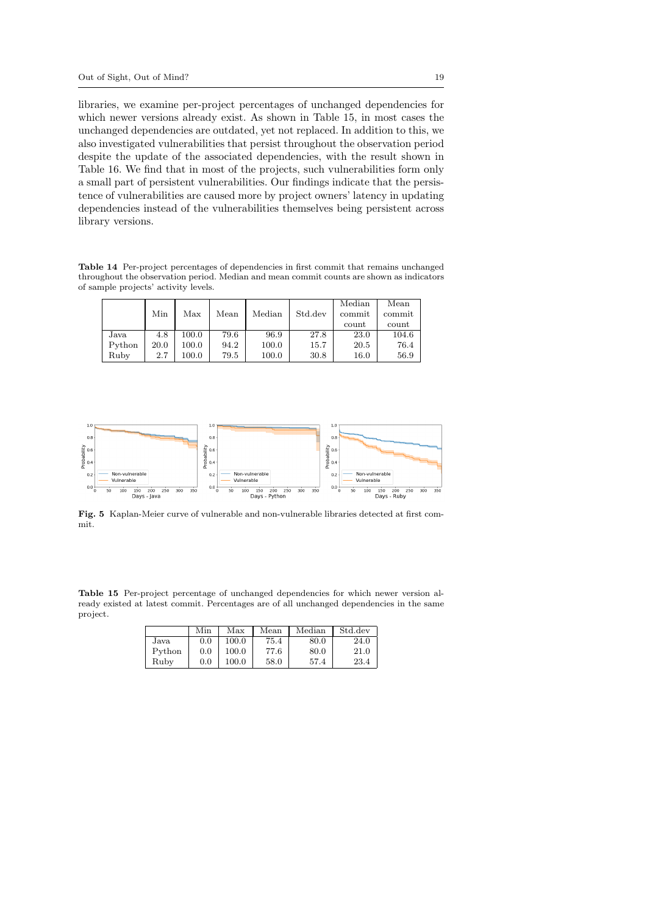libraries, we examine per-project percentages of unchanged dependencies for which newer versions already exist. As shown in Table 15, in most cases the unchanged dependencies are outdated, yet not replaced. In addition to this, we also investigated vulnerabilities that persist throughout the observation period despite the update of the associated dependencies, with the result shown in Table 16. We find that in most of the projects, such vulnerabilities form only a small part of persistent vulnerabilities. Our findings indicate that the persistence of vulnerabilities are caused more by project owners' latency in updating dependencies instead of the vulnerabilities themselves being persistent across library versions.

**Table 14** Per-project percentages of dependencies in first commit that remains unchanged throughout the observation period. Median and mean commit counts are shown as indicators of sample projects' activity levels.

| | Min | Max | Mean | Median | Std.dev | Median commit count | Mean commit count |
|---|---|---|---|---|---|---|---|
| Java | 4.8 | 100.0 | 79.6 | 96.9 | 27.8 | 23.0 | 104.6 |
| Python | 20.0 | 100.0 | 94.2 | 100.0 | 15.7 | 20.5 | 76.4 |
| Ruby | 2.7 | 100.0 | 79.5 | 100.0 | 30.8 | 16.0 | 56.9 |

**Fig. 5** Kaplan-Meier curve of vulnerable and non-vulnerable libraries detected at first commit.

**Table 15** Per-project percentage of unchanged dependencies for which newer version already existed at latest commit. Percentages are of all unchanged dependencies in the same project.

| | Min | Max | Mean | Median | Std.dev |
|---|---|---|---|---|---|
| Java | 0.0 | 100.0 | 75.4 | 80.0 | 24.0 |
| Python | 0.0 | 100.0 | 77.6 | 80.0 | 21.0 |
| Ruby | 0.0 | 100.0 | 58.0 | 57.4 | 23.4 |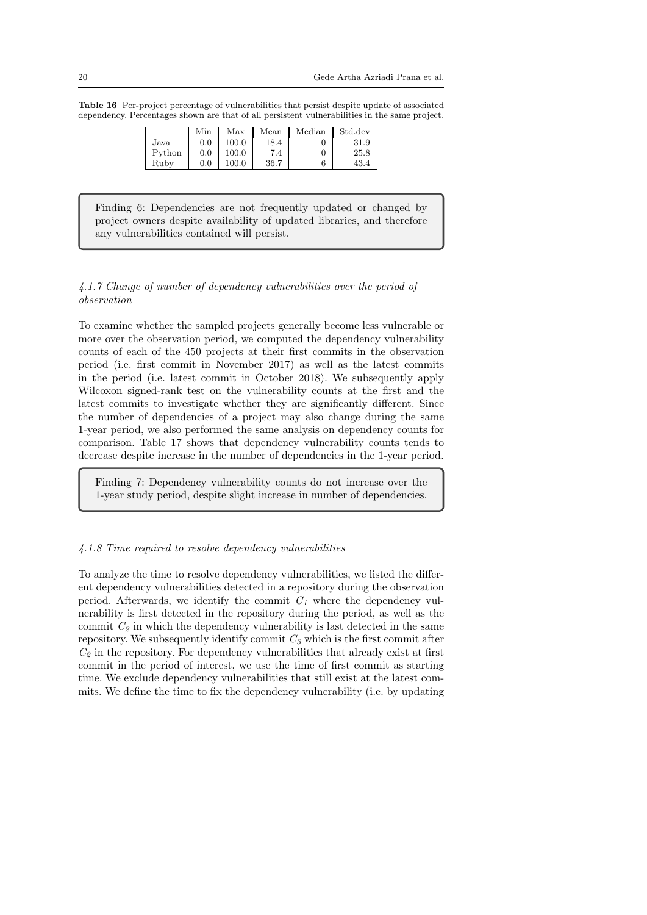**Table 16** Per-project percentage of vulnerabilities that persist despite update of associated dependency. Percentages shown are that of all persistent vulnerabilities in the same project.

| | Min | Max | Mean | Median | Std.dev |
|---|---|---|---|---|---|
| Java | 0.0 | 100.0 | 18.4 | 0 | 31.9 |
| Python | 0.0 | 100.0 | 7.4 | 0 | 25.8 |
| Ruby | 0.0 | 100.0 | 36.7 | 6 | 43.4 |

> Finding 6: Dependencies are not frequently updated or changed by project owners despite availability of updated libraries, and therefore any vulnerabilities contained will persist.

#### *4.1.7 Change of number of dependency vulnerabilities over the period of observation*

To examine whether the sampled projects generally become less vulnerable or more over the observation period, we computed the dependency vulnerability counts of each of the 450 projects at their first commits in the observation period (i.e. first commit in November 2017) as well as the latest commits in the period (i.e. latest commit in October 2018). We subsequently apply Wilcoxon signed-rank test on the vulnerability counts at the first and the latest commits to investigate whether they are significantly different. Since the number of dependencies of a project may also change during the same 1-year period, we also performed the same analysis on dependency counts for comparison. Table 17 shows that dependency vulnerability counts tends to decrease despite increase in the number of dependencies in the 1-year period.

> Finding 7: Dependency vulnerability counts do not increase over the 1-year study period, despite slight increase in number of dependencies.

#### *4.1.8 Time required to resolve dependency vulnerabilities*

To analyze the time to resolve dependency vulnerabilities, we listed the different dependency vulnerabilities detected in a repository during the observation period. Afterwards, we identify the commit $C_1$ where the dependency vulnerability is first detected in the repository during the period, as well as the commit $C_2$ in which the dependency vulnerability is last detected in the same repository. We subsequently identify commit $C_3$ which is the first commit after $C_2$ in the repository. For dependency vulnerabilities that already exist at first commit in the period of interest, we use the time of first commit as starting time. We exclude dependency vulnerabilities that still exist at the latest commits. We define the time to fix the dependency vulnerability (i.e. by updating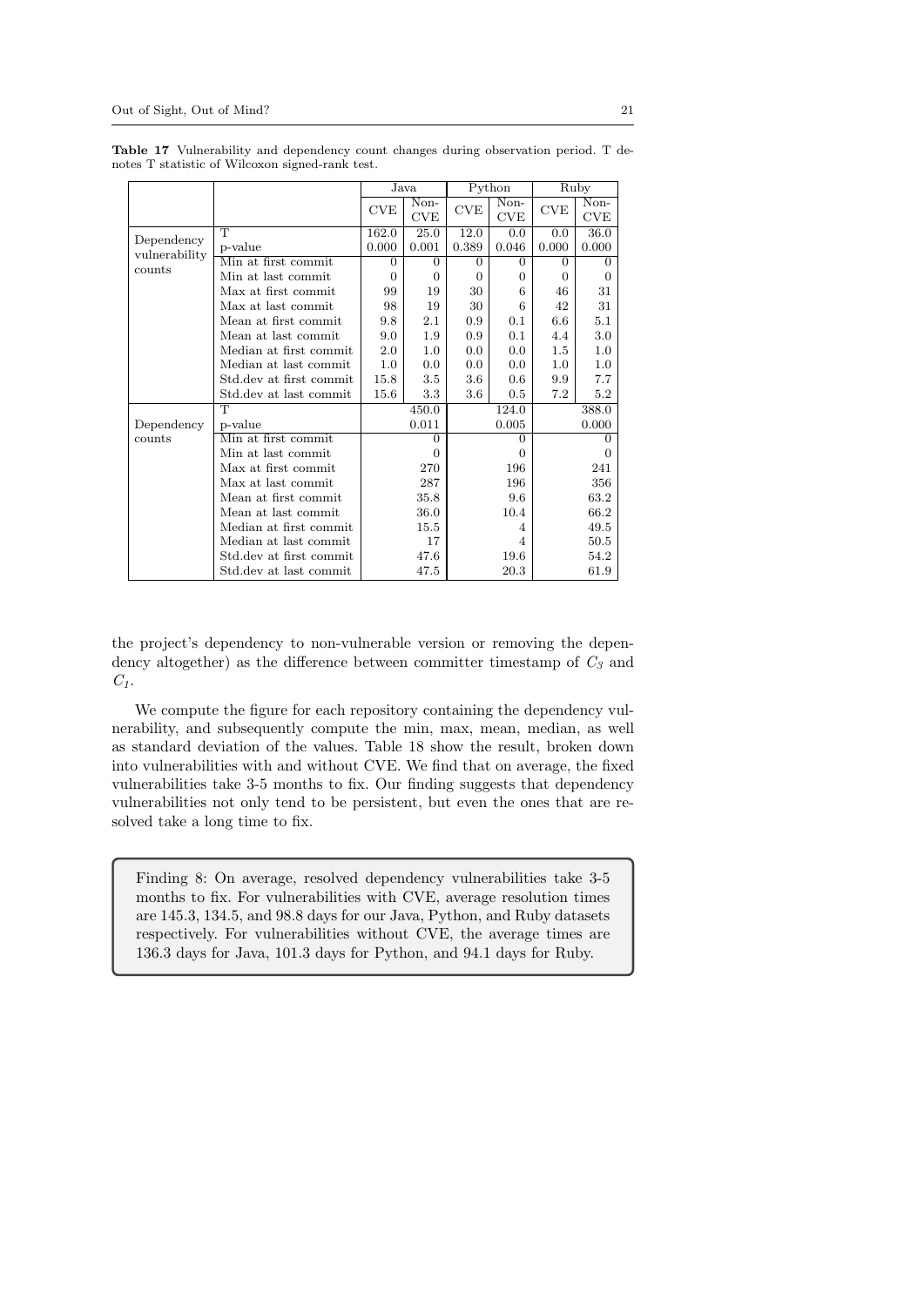**Table 17** Vulnerability and dependency count changes during observation period. T denotes T statistic of Wilcoxon signed-rank test.

| | | Java | | Python | | Ruby | |
|---|---|---|---|---|---|---|---|
| | | CVE | Non-CVE | CVE | Non-CVE | CVE | Non-CVE |
| Dependency vulnerability counts | T | 162.0 | 25.0 | 12.0 | 0.0 | 0.0 | 36.0 |
| | p-value | 0.000 | 0.001 | 0.389 | 0.046 | 0.000 | 0.000 |
| | Min at first commit | 0 | 0 | 0 | 0 | 0 | 0 |
| | Min at last commit | 0 | 0 | 0 | 0 | 0 | 0 |
| | Max at first commit | 99 | 19 | 30 | 6 | 46 | 31 |
| | Max at last commit | 98 | 19 | 30 | 6 | 42 | 31 |
| | Mean at first commit | 9.8 | 2.1 | 0.9 | 0.1 | 6.6 | 5.1 |
| | Mean at last commit | 9.0 | 1.9 | 0.9 | 0.1 | 4.4 | 3.0 |
| | Median at first commit | 2.0 | 1.0 | 0.0 | 0.0 | 1.5 | 1.0 |
| | Median at last commit | 1.0 | 0.0 | 0.0 | 0.0 | 1.0 | 1.0 |
| | Std.dev at first commit | 15.8 | 3.5 | 3.6 | 0.6 | 9.9 | 7.7 |
| | Std.dev at last commit | 15.6 | 3.3 | 3.6 | 0.5 | 7.2 | 5.2 |
| Dependency counts | T | 450.0 | | 124.0 | | 388.0 | |
| | p-value | 0.011 | | 0.005 | | 0.000 | |
| | Min at first commit | 0 | | 0 | | 0 | |
| | Min at last commit | 0 | | 0 | | 0 | |
| | Max at first commit | 270 | | 196 | | 241 | |
| | Max at last commit | 287 | | 196 | | 356 | |
| | Mean at first commit | 35.8 | | 9.6 | | 63.2 | |
| | Mean at last commit | 36.0 | | 10.4 | | 66.2 | |
| | Median at first commit | 15.5 | | 4 | | 49.5 | |
| | Median at last commit | 17 | | 4 | | 50.5 | |
| | Std.dev at first commit | 47.6 | | 19.6 | | 54.2 | |
| | Std.dev at last commit | 47.5 | | 20.3 | | 61.9 | |

the project's dependency to non-vulnerable version or removing the dependency altogether) as the difference between committer timestamp of $C_3$ and $C_1$.

We compute the figure for each repository containing the dependency vulnerability, and subsequently compute the min, max, mean, median, as well as standard deviation of the values. Table 18 show the result, broken down into vulnerabilities with and without CVE. We find that on average, the fixed vulnerabilities take 3-5 months to fix. Our finding suggests that dependency vulnerabilities not only tend to be persistent, but even the ones that are resolved take a long time to fix.

> Finding 8: On average, resolved dependency vulnerabilities take 3-5 months to fix. For vulnerabilities with CVE, average resolution times are 145.3, 134.5, and 98.8 days for our Java, Python, and Ruby datasets respectively. For vulnerabilities without CVE, the average times are 136.3 days for Java, 101.3 days for Python, and 94.1 days for Ruby.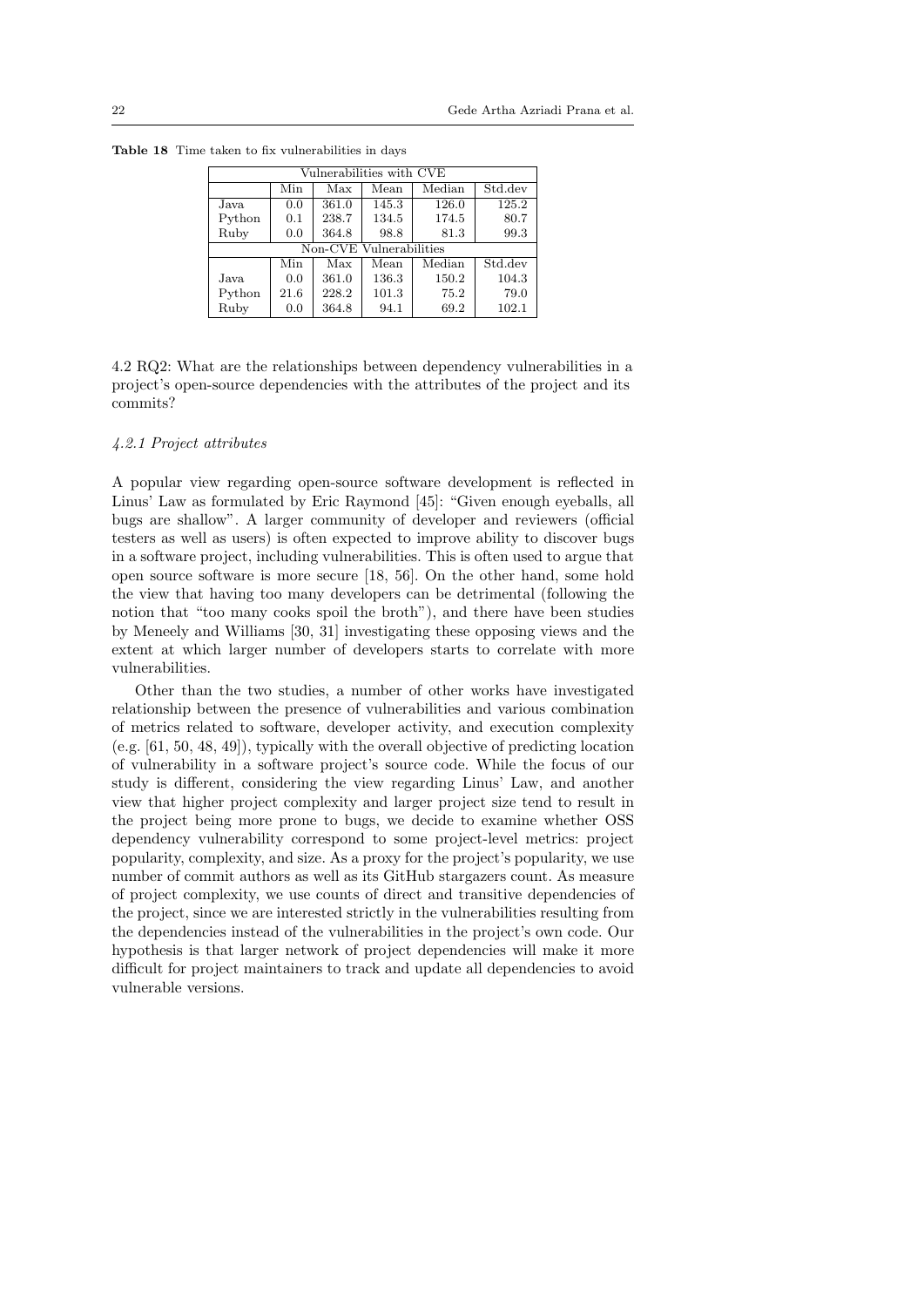**Table 18** Time taken to fix vulnerabilities in days

| Vulnerabilities with CVE | | | | | |
|---|---|---|---|---|---|
| | Min | Max | Mean | Median | Std.dev |
| Java | 0.0 | 361.0 | 145.3 | 126.0 | 125.2 |
| Python | 0.1 | 238.7 | 134.5 | 174.5 | 80.7 |
| Ruby | 0.0 | 364.8 | 98.8 | 81.3 | 99.3 |
| **Non-CVE Vulnerabilities** | | | | | |
| | Min | Max | Mean | Median | Std.dev |
| Java | 0.0 | 361.0 | 136.3 | 150.2 | 104.3 |
| Python | 21.6 | 228.2 | 101.3 | 75.2 | 79.0 |
| Ruby | 0.0 | 364.8 | 94.1 | 69.2 | 102.1 |

## 4.2 RQ2: What are the relationships between dependency vulnerabilities in a project's open-source dependencies with the attributes of the project and its commits?

### *4.2.1 Project attributes*

A popular view regarding open-source software development is reflected in Linus' Law as formulated by Eric Raymond [45]: "Given enough eyeballs, all bugs are shallow". A larger community of developer and reviewers (official testers as well as users) is often expected to improve ability to discover bugs in a software project, including vulnerabilities. This is often used to argue that open source software is more secure [18, 56]. On the other hand, some hold the view that having too many developers can be detrimental (following the notion that "too many cooks spoil the broth"), and there have been studies by Meneely and Williams [30, 31] investigating these opposing views and the extent at which larger number of developers starts to correlate with more vulnerabilities.

Other than the two studies, a number of other works have investigated relationship between the presence of vulnerabilities and various combination of metrics related to software, developer activity, and execution complexity (e.g. [61, 50, 48, 49]), typically with the overall objective of predicting location of vulnerability in a software project's source code. While the focus of our study is different, considering the view regarding Linus' Law, and another view that higher project complexity and larger project size tend to result in the project being more prone to bugs, we decide to examine whether OSS dependency vulnerability correspond to some project-level metrics: project popularity, complexity, and size. As a proxy for the project's popularity, we use number of commit authors as well as its GitHub stargazers count. As measure of project complexity, we use counts of direct and transitive dependencies of the project, since we are interested strictly in the vulnerabilities resulting from the dependencies instead of the vulnerabilities in the project's own code. Our hypothesis is that larger network of project dependencies will make it more difficult for project maintainers to track and update all dependencies to avoid vulnerable versions.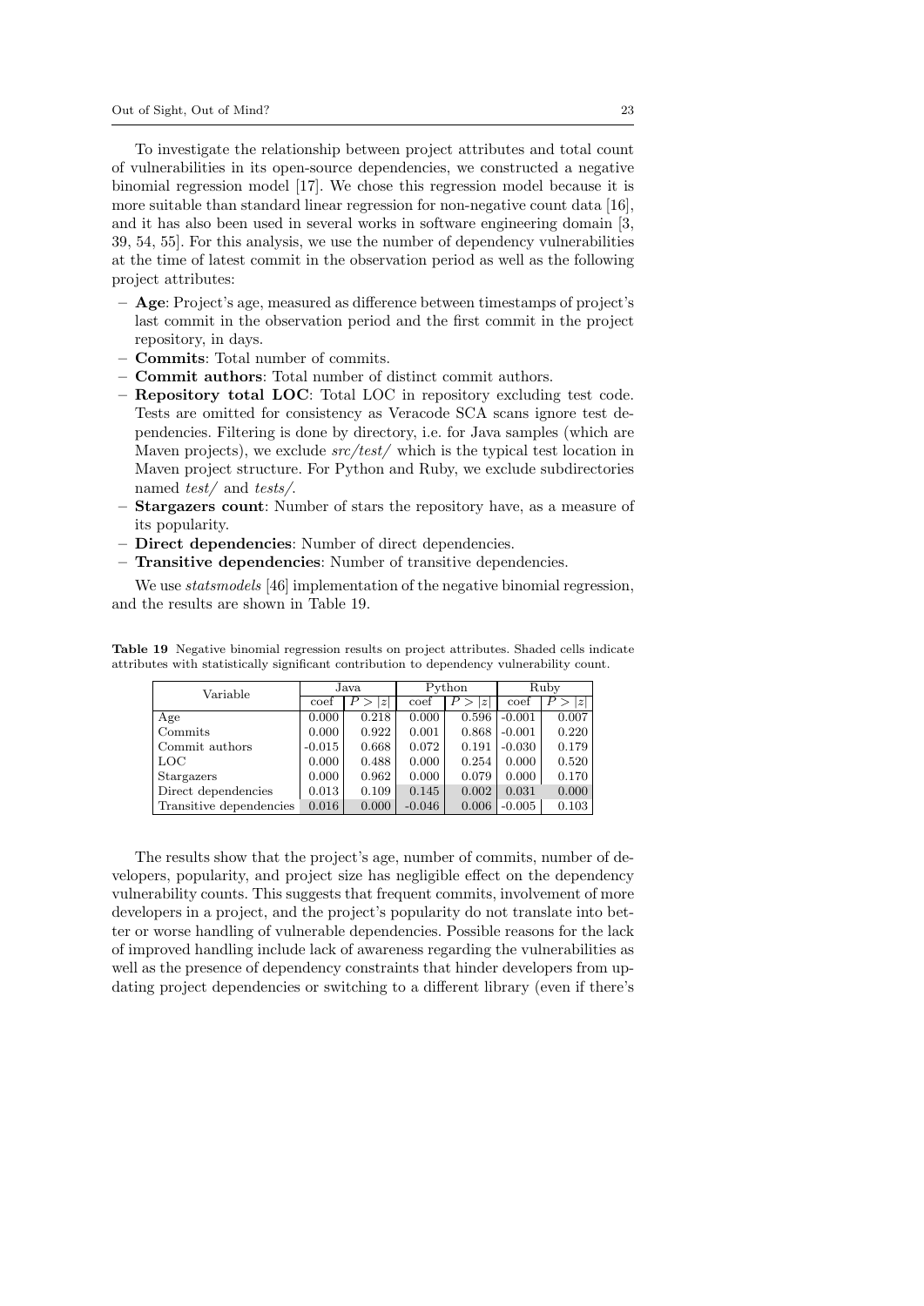To investigate the relationship between project attributes and total count of vulnerabilities in its open-source dependencies, we constructed a negative binomial regression model [17]. We chose this regression model because it is more suitable than standard linear regression for non-negative count data [16], and it has also been used in several works in software engineering domain [3, 39, 54, 55]. For this analysis, we use the number of dependency vulnerabilities at the time of latest commit in the observation period as well as the following project attributes:

- **Age**: Project's age, measured as difference between timestamps of project's last commit in the observation period and the first commit in the project repository, in days.
- **Commits**: Total number of commits.
- **Commit authors**: Total number of distinct commit authors.
- **Repository total LOC**: Total LOC in repository excluding test code. Tests are omitted for consistency as Veracode SCA scans ignore test dependencies. Filtering is done by directory, i.e. for Java samples (which are Maven projects), we exclude *src/test/* which is the typical test location in Maven project structure. For Python and Ruby, we exclude subdirectories named *test/* and *tests/*.
- **Stargazers count**: Number of stars the repository have, as a measure of its popularity.
- **Direct dependencies**: Number of direct dependencies.
- **Transitive dependencies**: Number of transitive dependencies.

We use *statsmodels* [46] implementation of the negative binomial regression, and the results are shown in Table 19.

**Table 19** Negative binomial regression results on project attributes. Shaded cells indicate attributes with statistically significant contribution to dependency vulnerability count.

| Variable | Java | | Python | | Ruby | |
|---|---|---|---|---|---|---|
| | coef | $P > \|z\|$ | coef | $P > \|z\|$ | coef | $P > \|z\|$ |
| Age | 0.000 | 0.218 | 0.000 | 0.596 | -0.001 | 0.007 |
| Commits | 0.000 | 0.922 | 0.001 | 0.868 | -0.001 | 0.220 |
| Commit authors | -0.015 | 0.668 | 0.072 | 0.191 | -0.030 | 0.179 |
| LOC | 0.000 | 0.488 | 0.000 | 0.254 | 0.000 | 0.520 |
| Stargazers | 0.000 | 0.962 | 0.000 | 0.079 | 0.000 | 0.170 |
| Direct dependencies | 0.013 | 0.109 | 0.145 | 0.002 | 0.031 | 0.000 |
| Transitive dependencies | 0.016 | 0.000 | -0.046 | 0.006 | -0.005 | 0.103 |

The results show that the project's age, number of commits, number of developers, popularity, and project size has negligible effect on the dependency vulnerability counts. This suggests that frequent commits, involvement of more developers in a project, and the project's popularity do not translate into better or worse handling of vulnerable dependencies. Possible reasons for the lack of improved handling include lack of awareness regarding the vulnerabilities as well as the presence of dependency constraints that hinder developers from updating project dependencies or switching to a different library (even if there's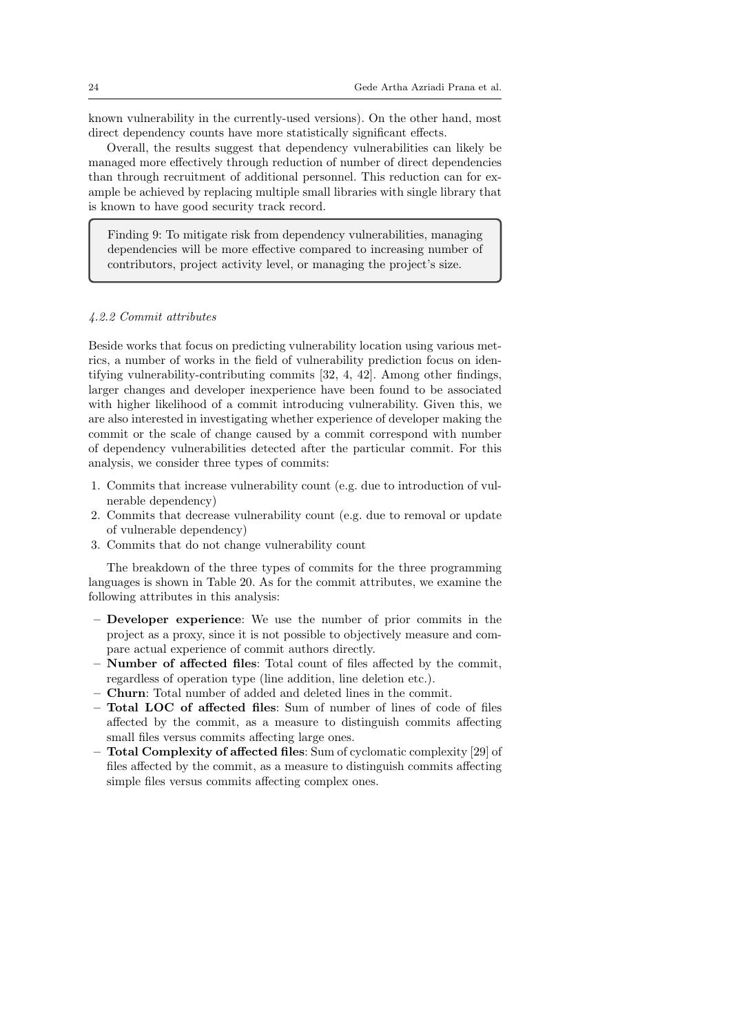known vulnerability in the currently-used versions). On the other hand, most direct dependency counts have more statistically significant effects.

Overall, the results suggest that dependency vulnerabilities can likely be managed more effectively through reduction of number of direct dependencies than through recruitment of additional personnel. This reduction can for example be achieved by replacing multiple small libraries with single library that is known to have good security track record.

> Finding 9: To mitigate risk from dependency vulnerabilities, managing dependencies will be more effective compared to increasing number of contributors, project activity level, or managing the project's size.

#### *4.2.2 Commit attributes*

Beside works that focus on predicting vulnerability location using various metrics, a number of works in the field of vulnerability prediction focus on identifying vulnerability-contributing commits [32, 4, 42]. Among other findings, larger changes and developer inexperience have been found to be associated with higher likelihood of a commit introducing vulnerability. Given this, we are also interested in investigating whether experience of developer making the commit or the scale of change caused by a commit correspond with number of dependency vulnerabilities detected after the particular commit. For this analysis, we consider three types of commits:

1. Commits that increase vulnerability count (e.g. due to introduction of vulnerable dependency)
2. Commits that decrease vulnerability count (e.g. due to removal or update of vulnerable dependency)
3. Commits that do not change vulnerability count

The breakdown of the three types of commits for the three programming languages is shown in Table 20. As for the commit attributes, we examine the following attributes in this analysis:

- **Developer experience**: We use the number of prior commits in the project as a proxy, since it is not possible to objectively measure and compare actual experience of commit authors directly.
- **Number of affected files**: Total count of files affected by the commit, regardless of operation type (line addition, line deletion etc.).
- **Churn**: Total number of added and deleted lines in the commit.
- **Total LOC of affected files**: Sum of number of lines of code of files affected by the commit, as a measure to distinguish commits affecting small files versus commits affecting large ones.
- **Total Complexity of affected files**: Sum of cyclomatic complexity [29] of files affected by the commit, as a measure to distinguish commits affecting simple files versus commits affecting complex ones.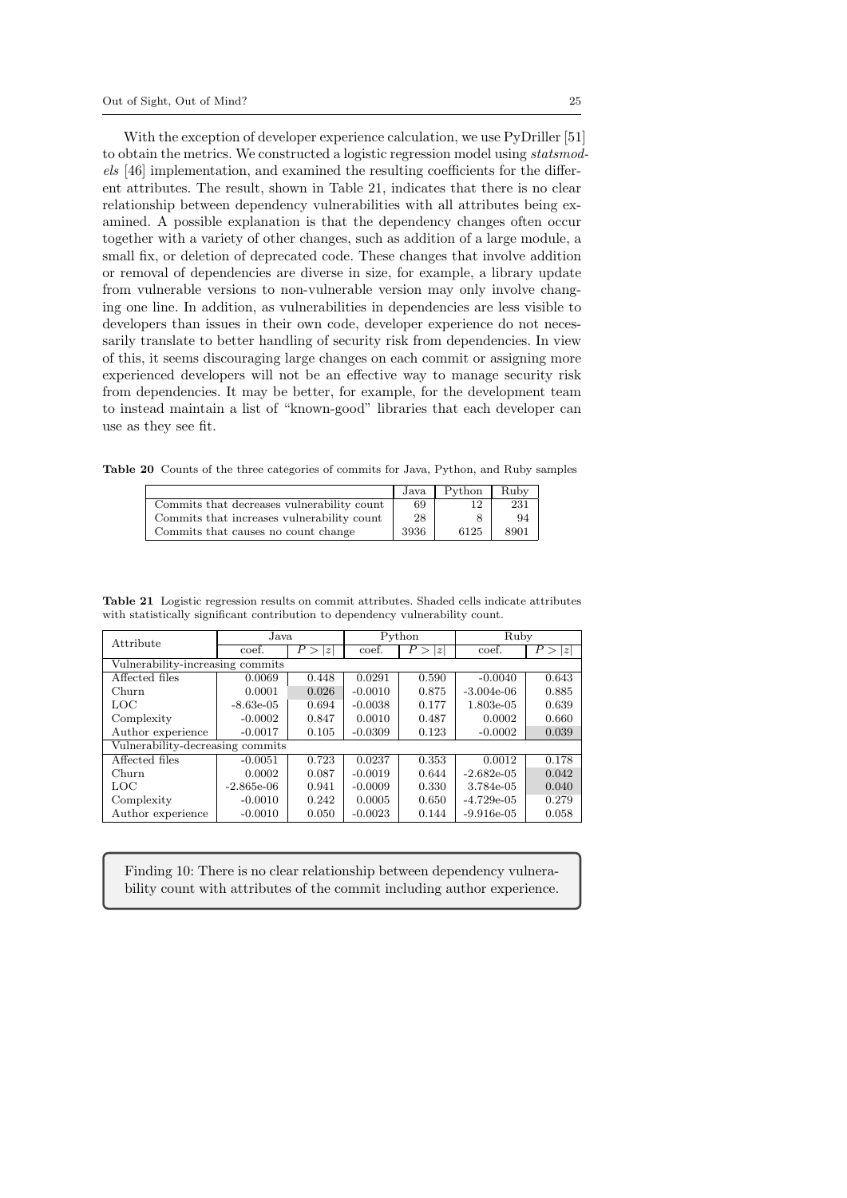With the exception of developer experience calculation, we use PyDriller [51] to obtain the metrics. We constructed a logistic regression model using *statsmodels* [46] implementation, and examined the resulting coefficients for the different attributes. The result, shown in Table 21, indicates that there is no clear relationship between dependency vulnerabilities with all attributes being examined. A possible explanation is that the dependency changes often occur together with a variety of other changes, such as addition of a large module, a small fix, or deletion of deprecated code. These changes that involve addition or removal of dependencies are diverse in size, for example, a library update from vulnerable versions to non-vulnerable version may only involve changing one line. In addition, as vulnerabilities in dependencies are less visible to developers than issues in their own code, developer experience do not necessarily translate to better handling of security risk from dependencies. In view of this, it seems discouraging large changes on each commit or assigning more experienced developers will not be an effective way to manage security risk from dependencies. It may be better, for example, for the development team to instead maintain a list of "known-good" libraries that each developer can use as they see fit.

**Table 20** Counts of the three categories of commits for Java, Python, and Ruby samples

| | Java | Python | Ruby |
|---|---|---|---|
| Commits that decreases vulnerability count | 69 | 12 | 231 |
| Commits that increases vulnerability count | 28 | 8 | 94 |
| Commits that causes no count change | 3936 | 6125 | 8901 |

**Table 21** Logistic regression results on commit attributes. Shaded cells indicate attributes with statistically significant contribution to dependency vulnerability count.

| Attribute | Java | | Python | | Ruby | |
|---|---|---|---|---|---|---|
| | coef. | $P > \|z\|$ | coef. | $P > \|z\|$ | coef. | $P > \|z\|$ |
| Vulnerability-increasing commits | | | | | | |
| Affected files | 0.0069 | 0.448 | 0.0291 | 0.590 | -0.0040 | 0.643 |
| Churn | 0.0001 | 0.026 | -0.0010 | 0.875 | -3.004e-06 | 0.885 |
| LOC | -8.63e-05 | 0.694 | -0.0038 | 0.177 | 1.803e-05 | 0.639 |
| Complexity | -0.0002 | 0.847 | 0.0010 | 0.487 | 0.0002 | 0.660 |
| Author experience | -0.0017 | 0.105 | -0.0309 | 0.123 | -0.0002 | 0.039 |
| Vulnerability-decreasing commits | | | | | | |
| Affected files | -0.0051 | 0.723 | 0.0237 | 0.353 | 0.0012 | 0.178 |
| Churn | 0.0002 | 0.087 | -0.0019 | 0.644 | -2.682e-05 | 0.042 |
| LOC | -2.865e-06 | 0.941 | -0.0009 | 0.330 | 3.784e-05 | 0.040 |
| Complexity | -0.0010 | 0.242 | 0.0005 | 0.650 | -4.729e-05 | 0.279 |
| Author experience | -0.0010 | 0.050 | -0.0023 | 0.144 | -9.916e-05 | 0.058 |

> Finding 10: There is no clear relationship between dependency vulnerability count with attributes of the commit including author experience.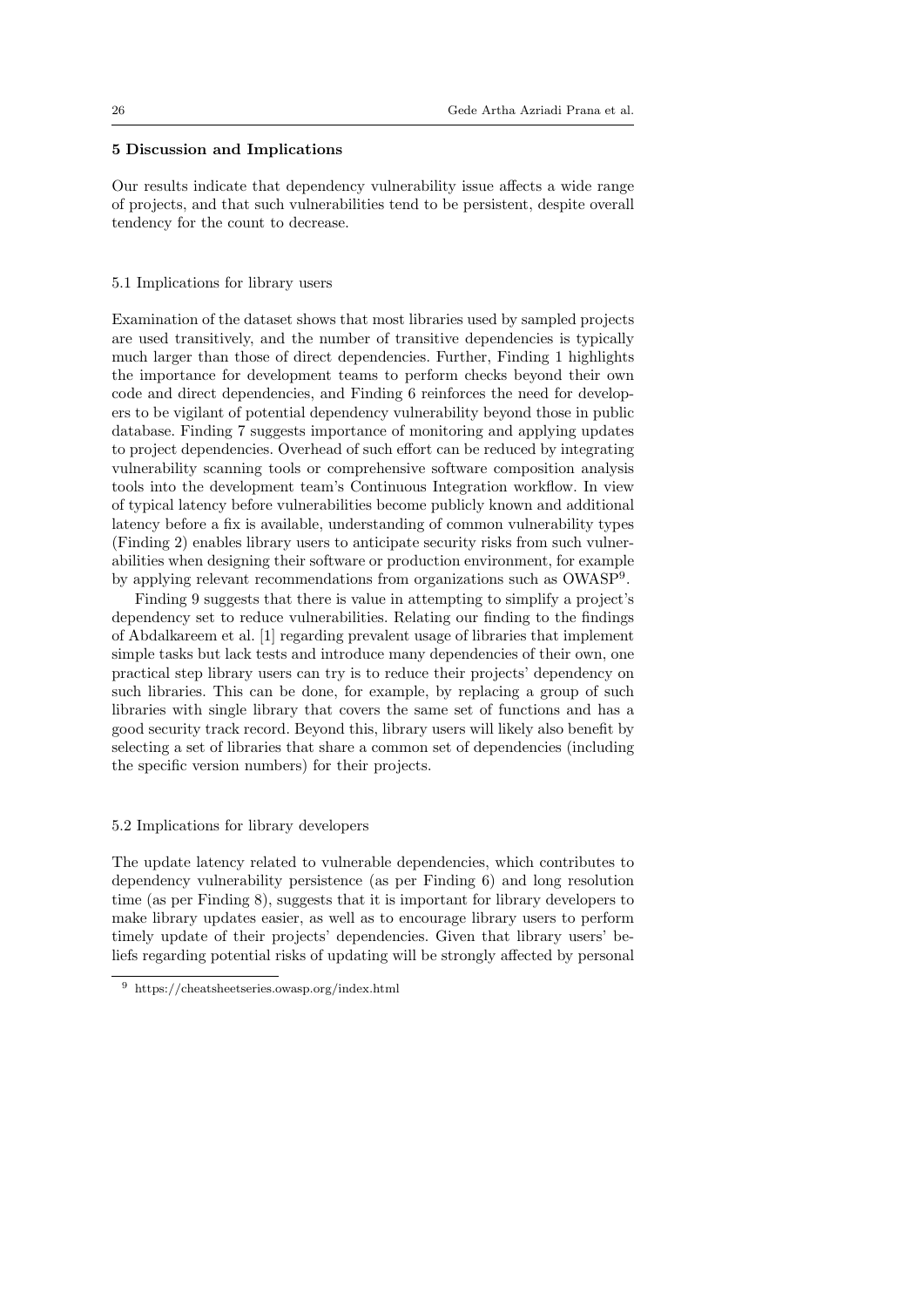## 5 Discussion and Implications

Our results indicate that dependency vulnerability issue affects a wide range of projects, and that such vulnerabilities tend to be persistent, despite overall tendency for the count to decrease.

### 5.1 Implications for library users

Examination of the dataset shows that most libraries used by sampled projects are used transitively, and the number of transitive dependencies is typically much larger than those of direct dependencies. Further, Finding 1 highlights the importance for development teams to perform checks beyond their own code and direct dependencies, and Finding 6 reinforces the need for developers to be vigilant of potential dependency vulnerability beyond those in public database. Finding 7 suggests importance of monitoring and applying updates to project dependencies. Overhead of such effort can be reduced by integrating vulnerability scanning tools or comprehensive software composition analysis tools into the development team's Continuous Integration workflow. In view of typical latency before vulnerabilities become publicly known and additional latency before a fix is available, understanding of common vulnerability types (Finding 2) enables library users to anticipate security risks from such vulnerabilities when designing their software or production environment, for example by applying relevant recommendations from organizations such as OWASP[9].

Finding 9 suggests that there is value in attempting to simplify a project's dependency set to reduce vulnerabilities. Relating our finding to the findings of Abdalkareem et al. [1] regarding prevalent usage of libraries that implement simple tasks but lack tests and introduce many dependencies of their own, one practical step library users can try is to reduce their projects' dependency on such libraries. This can be done, for example, by replacing a group of such libraries with single library that covers the same set of functions and has a good security track record. Beyond this, library users will likely also benefit by selecting a set of libraries that share a common set of dependencies (including the specific version numbers) for their projects.

### 5.2 Implications for library developers

The update latency related to vulnerable dependencies, which contributes to dependency vulnerability persistence (as per Finding 6) and long resolution time (as per Finding 8), suggests that it is important for library developers to make library updates easier, as well as to encourage library users to perform timely update of their projects' dependencies. Given that library users' beliefs regarding potential risks of updating will be strongly affected by personal

[9] https://cheatsheetseries.owasp.org/index.html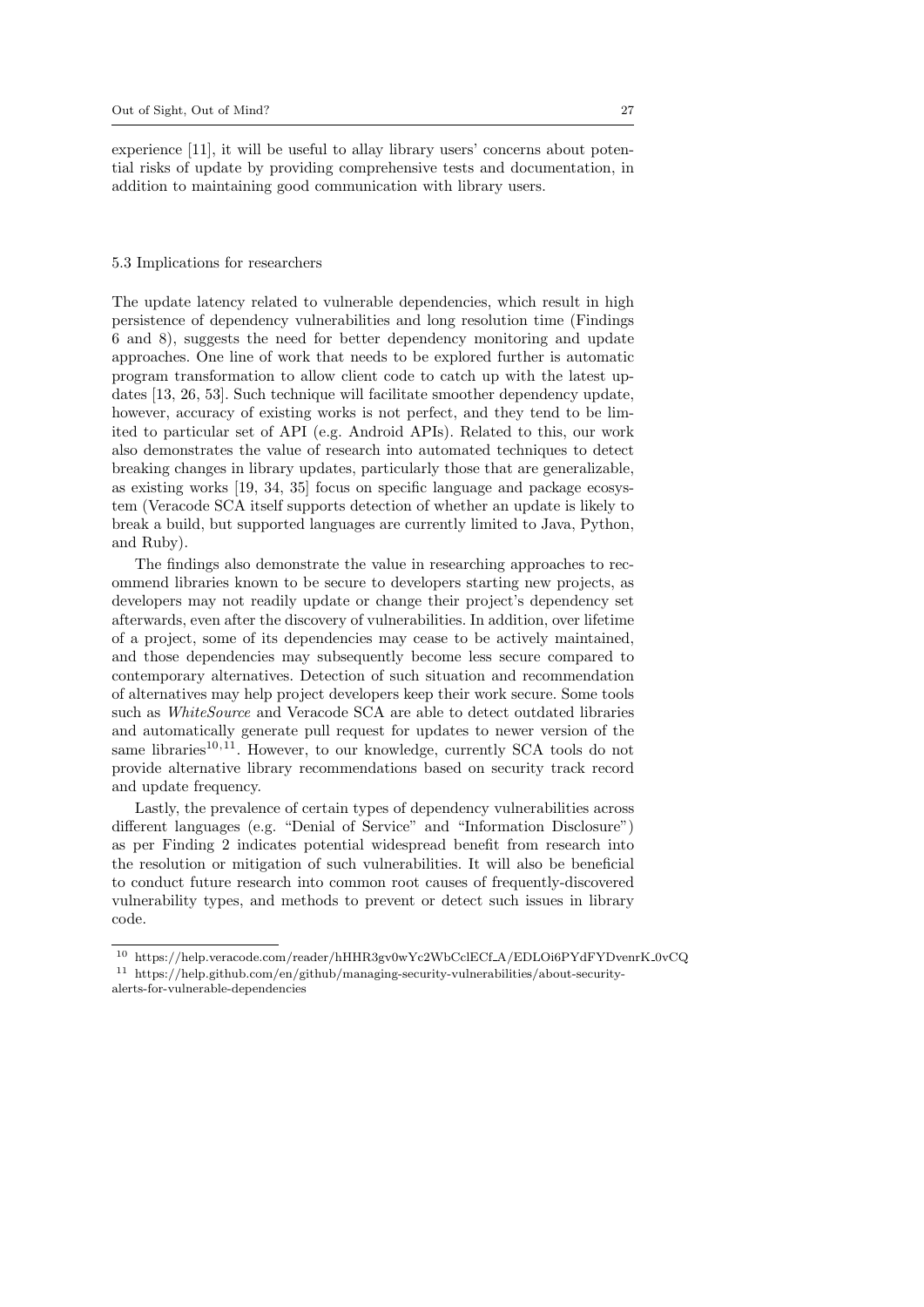experience [11], it will be useful to allay library users' concerns about potential risks of update by providing comprehensive tests and documentation, in addition to maintaining good communication with library users.

### 5.3 Implications for researchers

The update latency related to vulnerable dependencies, which result in high persistence of dependency vulnerabilities and long resolution time (Findings 6 and 8), suggests the need for better dependency monitoring and update approaches. One line of work that needs to be explored further is automatic program transformation to allow client code to catch up with the latest updates [13, 26, 53]. Such technique will facilitate smoother dependency update, however, accuracy of existing works is not perfect, and they tend to be limited to particular set of API (e.g. Android APIs). Related to this, our work also demonstrates the value of research into automated techniques to detect breaking changes in library updates, particularly those that are generalizable, as existing works [19, 34, 35] focus on specific language and package ecosystem (Veracode SCA itself supports detection of whether an update is likely to break a build, but supported languages are currently limited to Java, Python, and Ruby).

The findings also demonstrate the value in researching approaches to recommend libraries known to be secure to developers starting new projects, as developers may not readily update or change their project's dependency set afterwards, even after the discovery of vulnerabilities. In addition, over lifetime of a project, some of its dependencies may cease to be actively maintained, and those dependencies may subsequently become less secure compared to contemporary alternatives. Detection of such situation and recommendation of alternatives may help project developers keep their work secure. Some tools such as *WhiteSource* and Veracode SCA are able to detect outdated libraries and automatically generate pull request for updates to newer version of the same libraries[10,11]. However, to our knowledge, currently SCA tools do not provide alternative library recommendations based on security track record and update frequency.

Lastly, the prevalence of certain types of dependency vulnerabilities across different languages (e.g. "Denial of Service" and "Information Disclosure") as per Finding 2 indicates potential widespread benefit from research into the resolution or mitigation of such vulnerabilities. It will also be beneficial to conduct future research into common root causes of frequently-discovered vulnerability types, and methods to prevent or detect such issues in library code.

[10] https://help.veracode.com/reader/hHHR3gv0wYc2WbCclECf_A/EDLOi6PYdFYDvenrK_0vCQ

[11] https://help.github.com/en/github/managing-security-vulnerabilities/about-security-alerts-for-vulnerable-dependencies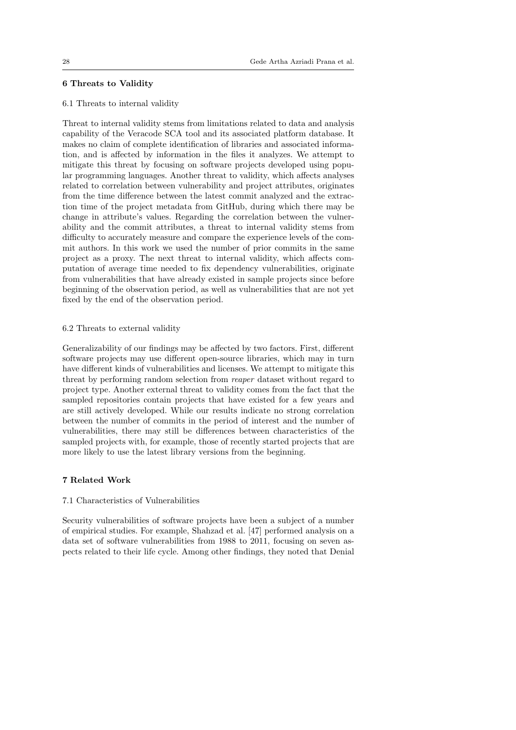## 6 Threats to Validity

### 6.1 Threats to internal validity

Threat to internal validity stems from limitations related to data and analysis capability of the Veracode SCA tool and its associated platform database. It makes no claim of complete identification of libraries and associated information, and is affected by information in the files it analyzes. We attempt to mitigate this threat by focusing on software projects developed using popular programming languages. Another threat to validity, which affects analyses related to correlation between vulnerability and project attributes, originates from the time difference between the latest commit analyzed and the extraction time of the project metadata from GitHub, during which there may be change in attribute's values. Regarding the correlation between the vulnerability and the commit attributes, a threat to internal validity stems from difficulty to accurately measure and compare the experience levels of the commit authors. In this work we used the number of prior commits in the same project as a proxy. The next threat to internal validity, which affects computation of average time needed to fix dependency vulnerabilities, originate from vulnerabilities that have already existed in sample projects since before beginning of the observation period, as well as vulnerabilities that are not yet fixed by the end of the observation period.

### 6.2 Threats to external validity

Generalizability of our findings may be affected by two factors. First, different software projects may use different open-source libraries, which may in turn have different kinds of vulnerabilities and licenses. We attempt to mitigate this threat by performing random selection from *reaper* dataset without regard to project type. Another external threat to validity comes from the fact that the sampled repositories contain projects that have existed for a few years and are still actively developed. While our results indicate no strong correlation between the number of commits in the period of interest and the number of vulnerabilities, there may still be differences between characteristics of the sampled projects with, for example, those of recently started projects that are more likely to use the latest library versions from the beginning.

## 7 Related Work

### 7.1 Characteristics of Vulnerabilities

Security vulnerabilities of software projects have been a subject of a number of empirical studies. For example, Shahzad et al. [47] performed analysis on a data set of software vulnerabilities from 1988 to 2011, focusing on seven aspects related to their life cycle. Among other findings, they noted that Denial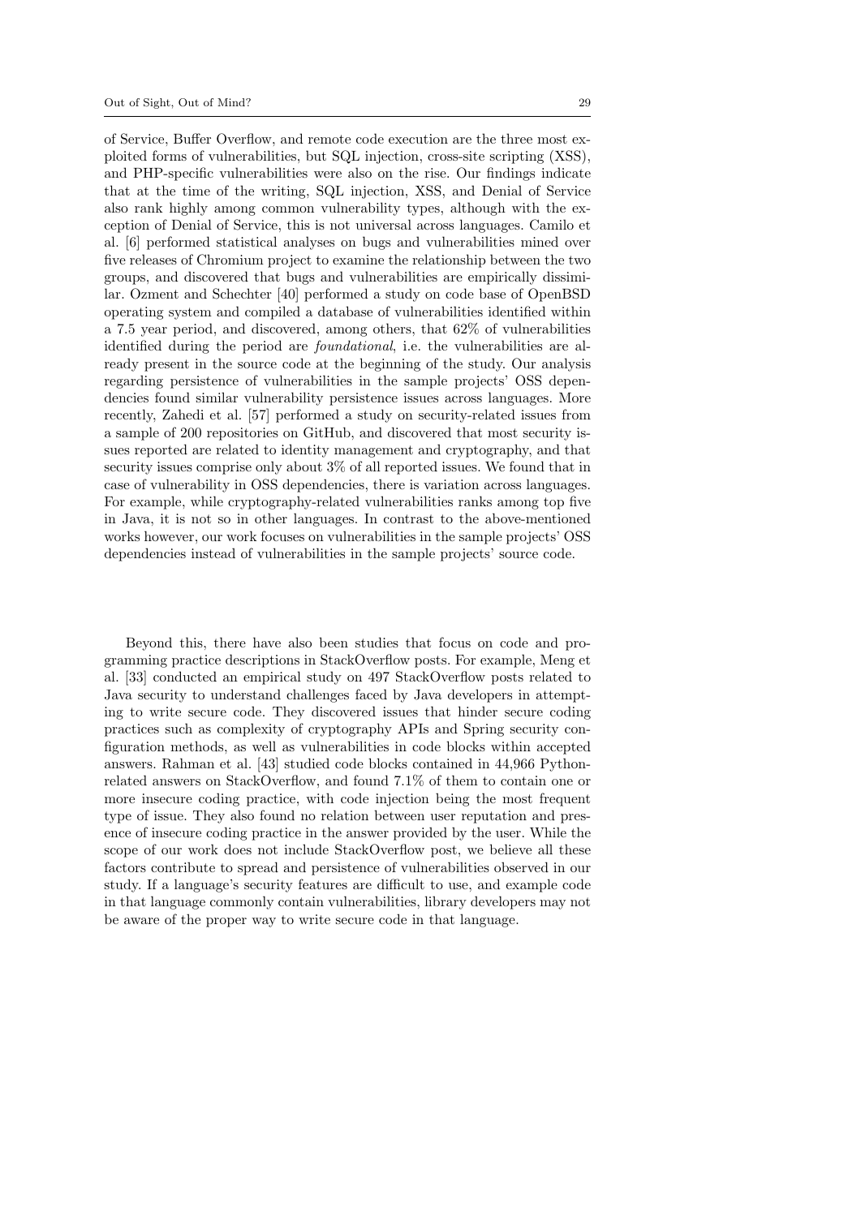of Service, Buffer Overflow, and remote code execution are the three most exploited forms of vulnerabilities, but SQL injection, cross-site scripting (XSS), and PHP-specific vulnerabilities were also on the rise. Our findings indicate that at the time of the writing, SQL injection, XSS, and Denial of Service also rank highly among common vulnerability types, although with the exception of Denial of Service, this is not universal across languages. Camilo et al. [6] performed statistical analyses on bugs and vulnerabilities mined over five releases of Chromium project to examine the relationship between the two groups, and discovered that bugs and vulnerabilities are empirically dissimilar. Ozment and Schechter [40] performed a study on code base of OpenBSD operating system and compiled a database of vulnerabilities identified within a 7.5 year period, and discovered, among others, that 62% of vulnerabilities identified during the period are *foundational*, i.e. the vulnerabilities are already present in the source code at the beginning of the study. Our analysis regarding persistence of vulnerabilities in the sample projects' OSS dependencies found similar vulnerability persistence issues across languages. More recently, Zahedi et al. [57] performed a study on security-related issues from a sample of 200 repositories on GitHub, and discovered that most security issues reported are related to identity management and cryptography, and that security issues comprise only about 3% of all reported issues. We found that in case of vulnerability in OSS dependencies, there is variation across languages. For example, while cryptography-related vulnerabilities ranks among top five in Java, it is not so in other languages. In contrast to the above-mentioned works however, our work focuses on vulnerabilities in the sample projects' OSS dependencies instead of vulnerabilities in the sample projects' source code.

Beyond this, there have also been studies that focus on code and programming practice descriptions in StackOverflow posts. For example, Meng et al. [33] conducted an empirical study on 497 StackOverflow posts related to Java security to understand challenges faced by Java developers in attempting to write secure code. They discovered issues that hinder secure coding practices such as complexity of cryptography APIs and Spring security configuration methods, as well as vulnerabilities in code blocks within accepted answers. Rahman et al. [43] studied code blocks contained in 44,966 Python-related answers on StackOverflow, and found 7.1% of them to contain one or more insecure coding practice, with code injection being the most frequent type of issue. They also found no relation between user reputation and presence of insecure coding practice in the answer provided by the user. While the scope of our work does not include StackOverflow post, we believe all these factors contribute to spread and persistence of vulnerabilities observed in our study. If a language's security features are difficult to use, and example code in that language commonly contain vulnerabilities, library developers may not be aware of the proper way to write secure code in that language.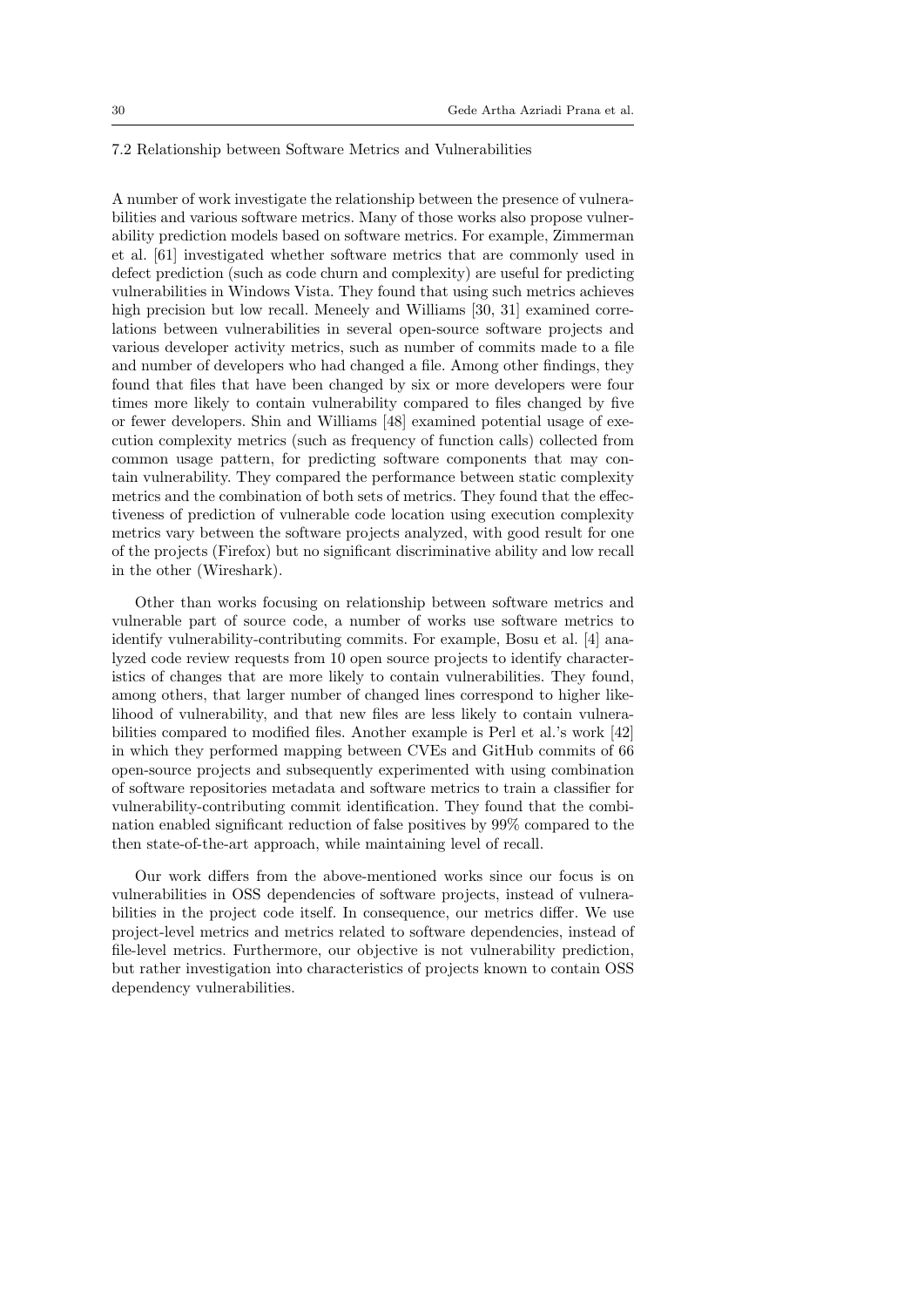### 7.2 Relationship between Software Metrics and Vulnerabilities

A number of work investigate the relationship between the presence of vulnerabilities and various software metrics. Many of those works also propose vulnerability prediction models based on software metrics. For example, Zimmerman et al. [61] investigated whether software metrics that are commonly used in defect prediction (such as code churn and complexity) are useful for predicting vulnerabilities in Windows Vista. They found that using such metrics achieves high precision but low recall. Meneely and Williams [30, 31] examined correlations between vulnerabilities in several open-source software projects and various developer activity metrics, such as number of commits made to a file and number of developers who had changed a file. Among other findings, they found that files that have been changed by six or more developers were four times more likely to contain vulnerability compared to files changed by five or fewer developers. Shin and Williams [48] examined potential usage of execution complexity metrics (such as frequency of function calls) collected from common usage pattern, for predicting software components that may contain vulnerability. They compared the performance between static complexity metrics and the combination of both sets of metrics. They found that the effectiveness of prediction of vulnerable code location using execution complexity metrics vary between the software projects analyzed, with good result for one of the projects (Firefox) but no significant discriminative ability and low recall in the other (Wireshark).

Other than works focusing on relationship between software metrics and vulnerable part of source code, a number of works use software metrics to identify vulnerability-contributing commits. For example, Bosu et al. [4] analyzed code review requests from 10 open source projects to identify characteristics of changes that are more likely to contain vulnerabilities. They found, among others, that larger number of changed lines correspond to higher likelihood of vulnerability, and that new files are less likely to contain vulnerabilities compared to modified files. Another example is Perl et al.'s work [42] in which they performed mapping between CVEs and GitHub commits of 66 open-source projects and subsequently experimented with using combination of software repositories metadata and software metrics to train a classifier for vulnerability-contributing commit identification. They found that the combination enabled significant reduction of false positives by 99% compared to the then state-of-the-art approach, while maintaining level of recall.

Our work differs from the above-mentioned works since our focus is on vulnerabilities in OSS dependencies of software projects, instead of vulnerabilities in the project code itself. In consequence, our metrics differ. We use project-level metrics and metrics related to software dependencies, instead of file-level metrics. Furthermore, our objective is not vulnerability prediction, but rather investigation into characteristics of projects known to contain OSS dependency vulnerabilities.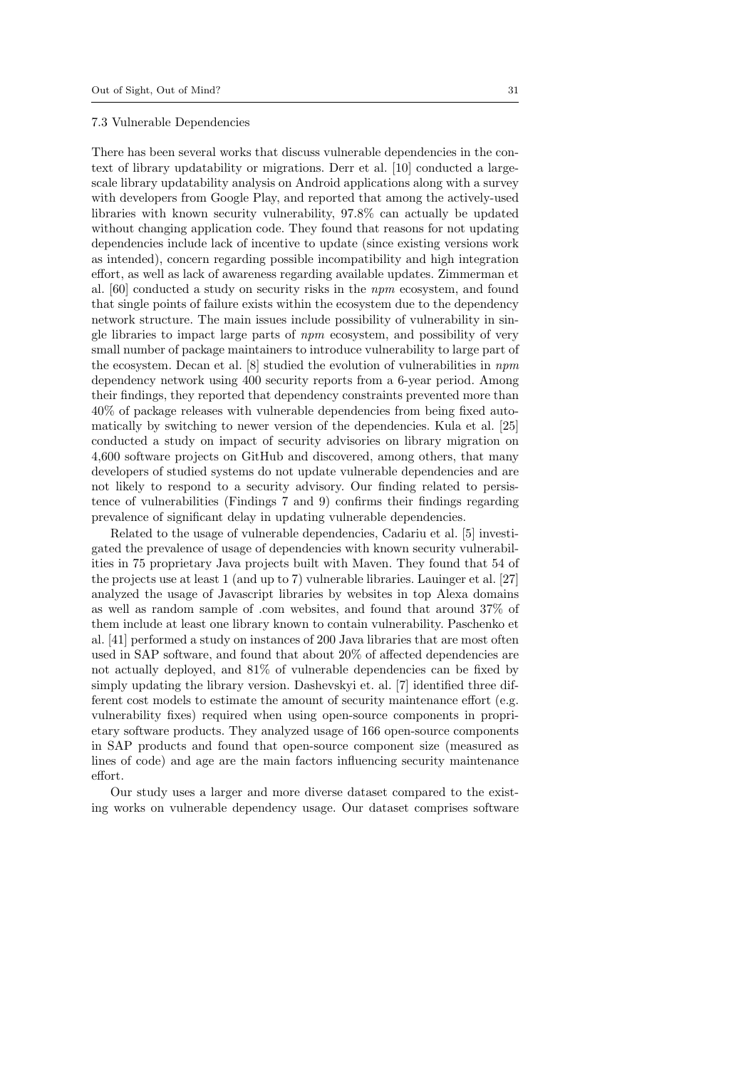### 7.3 Vulnerable Dependencies

There has been several works that discuss vulnerable dependencies in the context of library updatability or migrations. Derr et al. [10] conducted a large-scale library updatability analysis on Android applications along with a survey with developers from Google Play, and reported that among the actively-used libraries with known security vulnerability, 97.8% can actually be updated without changing application code. They found that reasons for not updating dependencies include lack of incentive to update (since existing versions work as intended), concern regarding possible incompatibility and high integration effort, as well as lack of awareness regarding available updates. Zimmerman et al. [60] conducted a study on security risks in the *npm* ecosystem, and found that single points of failure exists within the ecosystem due to the dependency network structure. The main issues include possibility of vulnerability in single libraries to impact large parts of *npm* ecosystem, and possibility of very small number of package maintainers to introduce vulnerability to large part of the ecosystem. Decan et al. [8] studied the evolution of vulnerabilities in *npm* dependency network using 400 security reports from a 6-year period. Among their findings, they reported that dependency constraints prevented more than 40% of package releases with vulnerable dependencies from being fixed automatically by switching to newer version of the dependencies. Kula et al. [25] conducted a study on impact of security advisories on library migration on 4,600 software projects on GitHub and discovered, among others, that many developers of studied systems do not update vulnerable dependencies and are not likely to respond to a security advisory. Our finding related to persistence of vulnerabilities (Findings 7 and 9) confirms their findings regarding prevalence of significant delay in updating vulnerable dependencies.

Related to the usage of vulnerable dependencies, Cadariu et al. [5] investigated the prevalence of usage of dependencies with known security vulnerabilities in 75 proprietary Java projects built with Maven. They found that 54 of the projects use at least 1 (and up to 7) vulnerable libraries. Lauinger et al. [27] analyzed the usage of Javascript libraries by websites in top Alexa domains as well as random sample of .com websites, and found that around 37% of them include at least one library known to contain vulnerability. Paschenko et al. [41] performed a study on instances of 200 Java libraries that are most often used in SAP software, and found that about 20% of affected dependencies are not actually deployed, and 81% of vulnerable dependencies can be fixed by simply updating the library version. Dashevskyi et. al. [7] identified three different cost models to estimate the amount of security maintenance effort (e.g. vulnerability fixes) required when using open-source components in proprietary software products. They analyzed usage of 166 open-source components in SAP products and found that open-source component size (measured as lines of code) and age are the main factors influencing security maintenance effort.

Our study uses a larger and more diverse dataset compared to the existing works on vulnerable dependency usage. Our dataset comprises software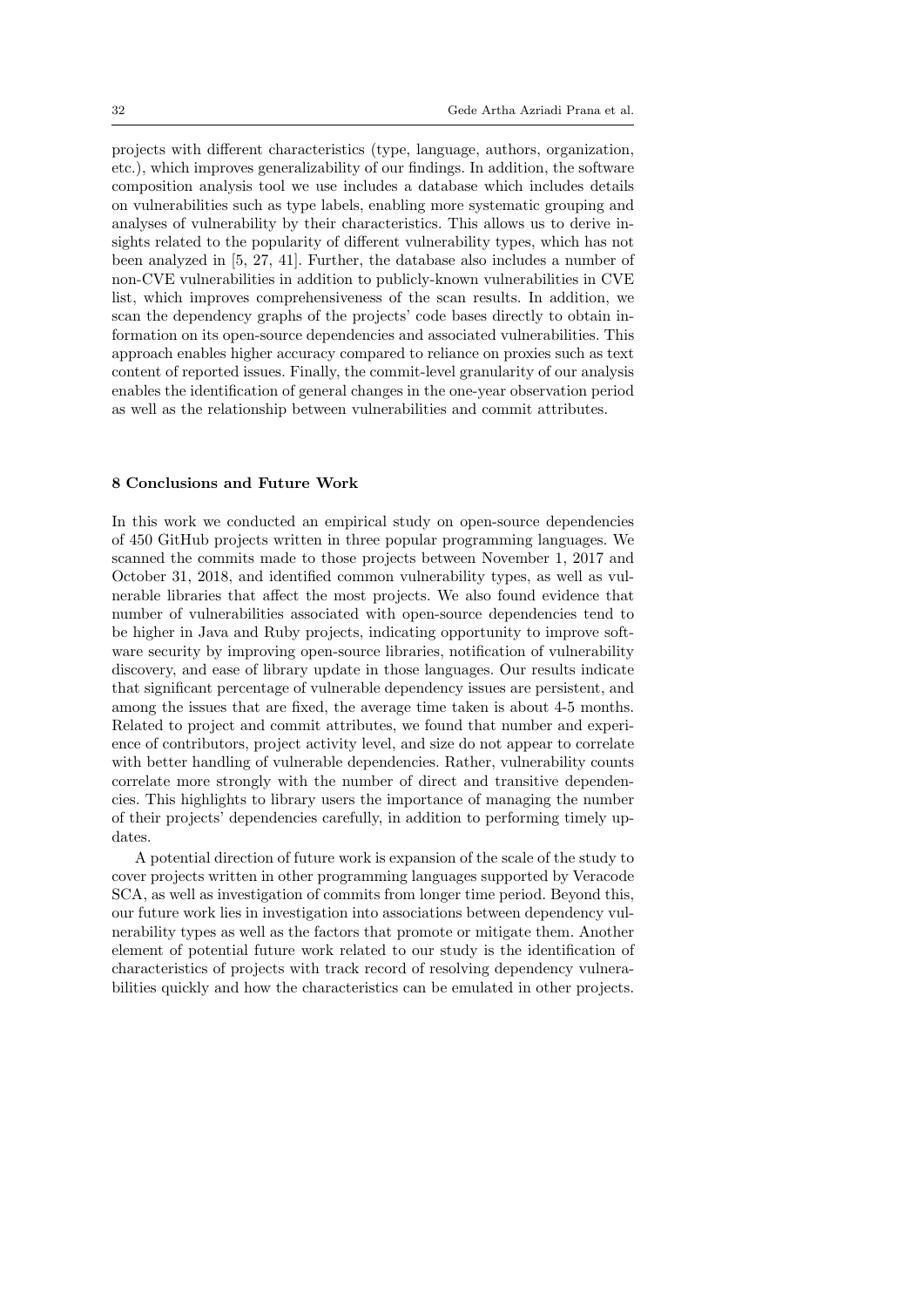projects with different characteristics (type, language, authors, organization, etc.), which improves generalizability of our findings. In addition, the software composition analysis tool we use includes a database which includes details on vulnerabilities such as type labels, enabling more systematic grouping and analyses of vulnerability by their characteristics. This allows us to derive insights related to the popularity of different vulnerability types, which has not been analyzed in [5, 27, 41]. Further, the database also includes a number of non-CVE vulnerabilities in addition to publicly-known vulnerabilities in CVE list, which improves comprehensiveness of the scan results. In addition, we scan the dependency graphs of the projects' code bases directly to obtain information on its open-source dependencies and associated vulnerabilities. This approach enables higher accuracy compared to reliance on proxies such as text content of reported issues. Finally, the commit-level granularity of our analysis enables the identification of general changes in the one-year observation period as well as the relationship between vulnerabilities and commit attributes.

## 8 Conclusions and Future Work

In this work we conducted an empirical study on open-source dependencies of 450 GitHub projects written in three popular programming languages. We scanned the commits made to those projects between November 1, 2017 and October 31, 2018, and identified common vulnerability types, as well as vulnerable libraries that affect the most projects. We also found evidence that number of vulnerabilities associated with open-source dependencies tend to be higher in Java and Ruby projects, indicating opportunity to improve software security by improving open-source libraries, notification of vulnerability discovery, and ease of library update in those languages. Our results indicate that significant percentage of vulnerable dependency issues are persistent, and among the issues that are fixed, the average time taken is about 4-5 months. Related to project and commit attributes, we found that number and experience of contributors, project activity level, and size do not appear to correlate with better handling of vulnerable dependencies. Rather, vulnerability counts correlate more strongly with the number of direct and transitive dependencies. This highlights to library users the importance of managing the number of their projects' dependencies carefully, in addition to performing timely updates.

A potential direction of future work is expansion of the scale of the study to cover projects written in other programming languages supported by Veracode SCA, as well as investigation of commits from longer time period. Beyond this, our future work lies in investigation into associations between dependency vulnerability types as well as the factors that promote or mitigate them. Another element of potential future work related to our study is the identification of characteristics of projects with track record of resolving dependency vulnerabilities quickly and how the characteristics can be emulated in other projects.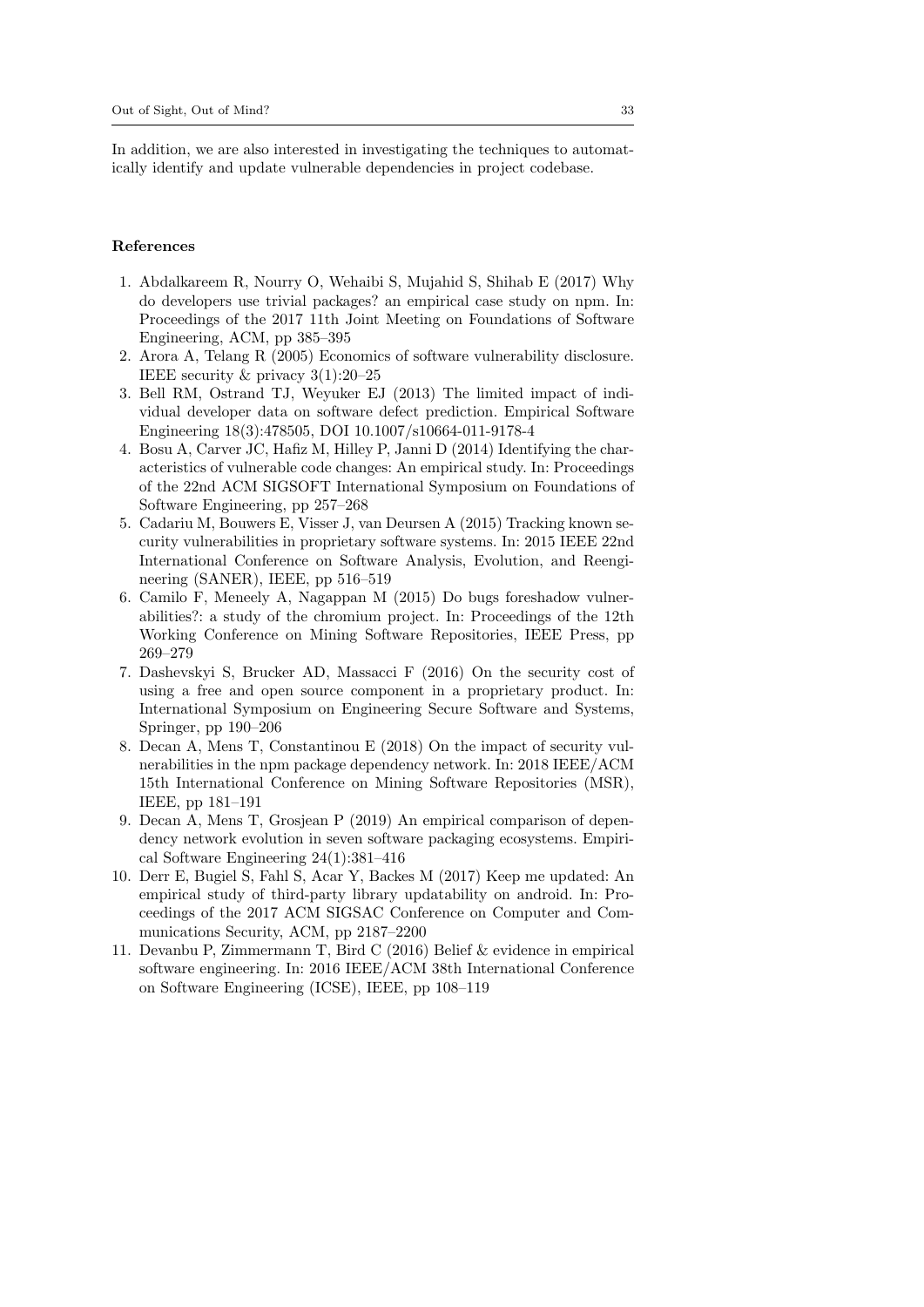In addition, we are also interested in investigating the techniques to automatically identify and update vulnerable dependencies in project codebase.

## References

1. Abdalkareem R, Nourry O, Wehaibi S, Mujahid S, Shihab E (2017) Why do developers use trivial packages? an empirical case study on npm. In: Proceedings of the 2017 11th Joint Meeting on Foundations of Software Engineering, ACM, pp 385–395
2. Arora A, Telang R (2005) Economics of software vulnerability disclosure. IEEE security & privacy 3(1):20–25
3. Bell RM, Ostrand TJ, Weyuker EJ (2013) The limited impact of individual developer data on software defect prediction. Empirical Software Engineering 18(3):478505, DOI 10.1007/s10664-011-9178-4
4. Bosu A, Carver JC, Hafiz M, Hilley P, Janni D (2014) Identifying the characteristics of vulnerable code changes: An empirical study. In: Proceedings of the 22nd ACM SIGSOFT International Symposium on Foundations of Software Engineering, pp 257–268
5. Cadariu M, Bouwers E, Visser J, van Deursen A (2015) Tracking known security vulnerabilities in proprietary software systems. In: 2015 IEEE 22nd International Conference on Software Analysis, Evolution, and Reengineering (SANER), IEEE, pp 516–519
6. Camilo F, Meneely A, Nagappan M (2015) Do bugs foreshadow vulnerabilities?: a study of the chromium project. In: Proceedings of the 12th Working Conference on Mining Software Repositories, IEEE Press, pp 269–279
7. Dashevskyi S, Brucker AD, Massacci F (2016) On the security cost of using a free and open source component in a proprietary product. In: International Symposium on Engineering Secure Software and Systems, Springer, pp 190–206
8. Decan A, Mens T, Constantinou E (2018) On the impact of security vulnerabilities in the npm package dependency network. In: 2018 IEEE/ACM 15th International Conference on Mining Software Repositories (MSR), IEEE, pp 181–191
9. Decan A, Mens T, Grosjean P (2019) An empirical comparison of dependency network evolution in seven software packaging ecosystems. Empirical Software Engineering 24(1):381–416
10. Derr E, Bugiel S, Fahl S, Acar Y, Backes M (2017) Keep me updated: An empirical study of third-party library updatability on android. In: Proceedings of the 2017 ACM SIGSAC Conference on Computer and Communications Security, ACM, pp 2187–2200
11. Devanbu P, Zimmermann T, Bird C (2016) Belief & evidence in empirical software engineering. In: 2016 IEEE/ACM 38th International Conference on Software Engineering (ICSE), IEEE, pp 108–119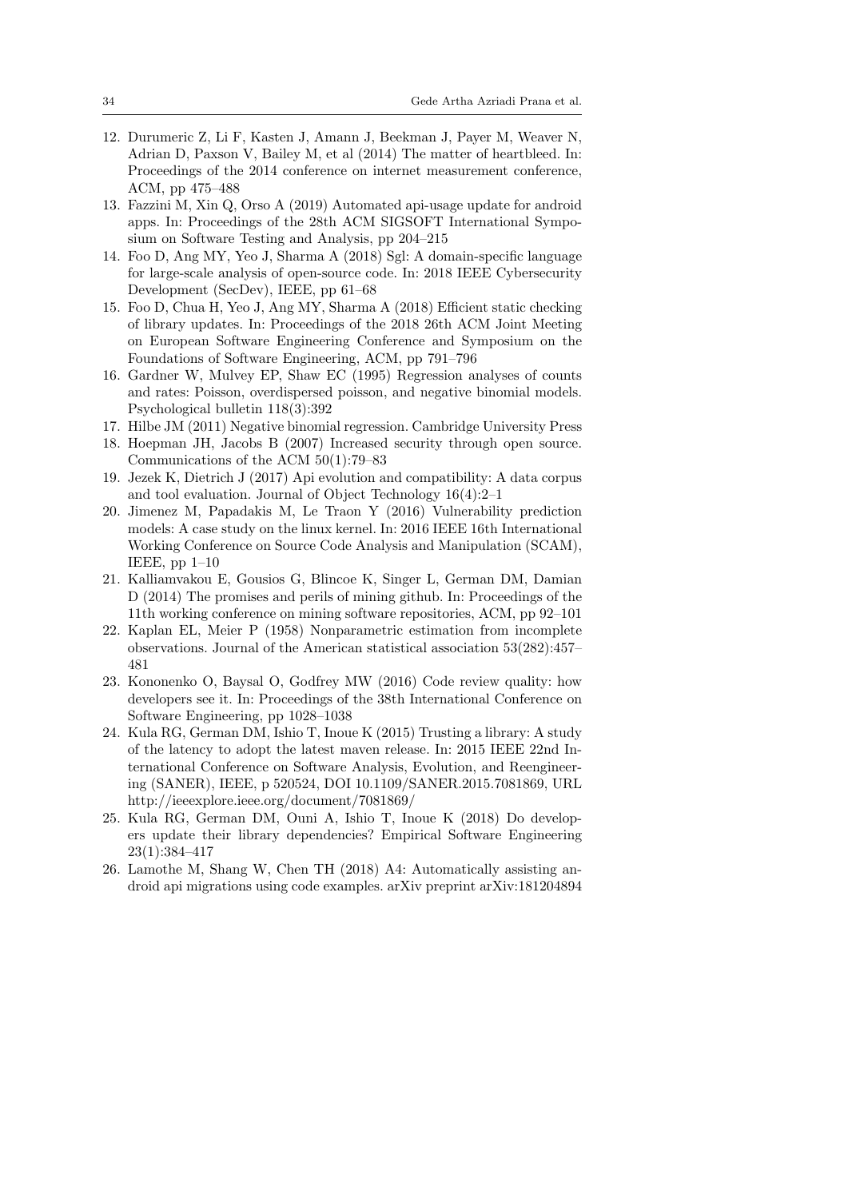12. Durumeric Z, Li F, Kasten J, Amann J, Beekman J, Payer M, Weaver N, Adrian D, Paxson V, Bailey M, et al (2014) The matter of heartbleed. In: Proceedings of the 2014 conference on internet measurement conference, ACM, pp 475–488
13. Fazzini M, Xin Q, Orso A (2019) Automated api-usage update for android apps. In: Proceedings of the 28th ACM SIGSOFT International Symposium on Software Testing and Analysis, pp 204–215
14. Foo D, Ang MY, Yeo J, Sharma A (2018) Sgl: A domain-specific language for large-scale analysis of open-source code. In: 2018 IEEE Cybersecurity Development (SecDev), IEEE, pp 61–68
15. Foo D, Chua H, Yeo J, Ang MY, Sharma A (2018) Efficient static checking of library updates. In: Proceedings of the 2018 26th ACM Joint Meeting on European Software Engineering Conference and Symposium on the Foundations of Software Engineering, ACM, pp 791–796
16. Gardner W, Mulvey EP, Shaw EC (1995) Regression analyses of counts and rates: Poisson, overdispersed poisson, and negative binomial models. Psychological bulletin 118(3):392
17. Hilbe JM (2011) Negative binomial regression. Cambridge University Press
18. Hoepman JH, Jacobs B (2007) Increased security through open source. Communications of the ACM 50(1):79–83
19. Jezek K, Dietrich J (2017) Api evolution and compatibility: A data corpus and tool evaluation. Journal of Object Technology 16(4):2–1
20. Jimenez M, Papadakis M, Le Traon Y (2016) Vulnerability prediction models: A case study on the linux kernel. In: 2016 IEEE 16th International Working Conference on Source Code Analysis and Manipulation (SCAM), IEEE, pp 1–10
21. Kalliamvakou E, Gousios G, Blincoe K, Singer L, German DM, Damian D (2014) The promises and perils of mining github. In: Proceedings of the 11th working conference on mining software repositories, ACM, pp 92–101
22. Kaplan EL, Meier P (1958) Nonparametric estimation from incomplete observations. Journal of the American statistical association 53(282):457–481
23. Kononenko O, Baysal O, Godfrey MW (2016) Code review quality: how developers see it. In: Proceedings of the 38th International Conference on Software Engineering, pp 1028–1038
24. Kula RG, German DM, Ishio T, Inoue K (2015) Trusting a library: A study of the latency to adopt the latest maven release. In: 2015 IEEE 22nd International Conference on Software Analysis, Evolution, and Reengineering (SANER), IEEE, p 520524, DOI 10.1109/SANER.2015.7081869, URL http://ieeexplore.ieee.org/document/7081869/
25. Kula RG, German DM, Ouni A, Ishio T, Inoue K (2018) Do developers update their library dependencies? Empirical Software Engineering 23(1):384–417
26. Lamothe M, Shang W, Chen TH (2018) A4: Automatically assisting android api migrations using code examples. arXiv preprint arXiv:181204894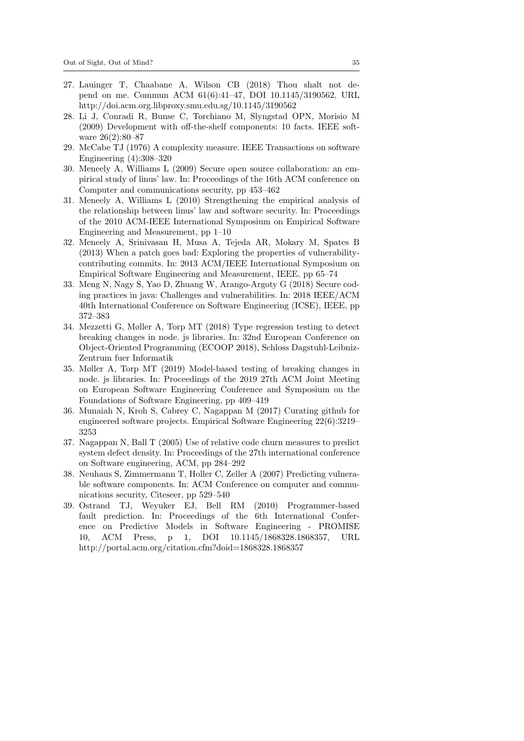27. Lauinger T, Chaabane A, Wilson CB (2018) Thou shalt not depend on me. Commun ACM 61(6):41–47, DOI 10.1145/3190562, URL http://doi.acm.org.libproxy.smu.edu.sg/10.1145/3190562
28. Li J, Conradi R, Bunse C, Torchiano M, Slyngstad OPN, Morisio M (2009) Development with off-the-shelf components: 10 facts. IEEE software 26(2):80–87
29. McCabe TJ (1976) A complexity measure. IEEE Transactions on software Engineering (4):308–320
30. Meneely A, Williams L (2009) Secure open source collaboration: an empirical study of linus' law. In: Proceedings of the 16th ACM conference on Computer and communications security, pp 453–462
31. Meneely A, Williams L (2010) Strengthening the empirical analysis of the relationship between linus' law and software security. In: Proceedings of the 2010 ACM-IEEE International Symposium on Empirical Software Engineering and Measurement, pp 1–10
32. Meneely A, Srinivasan H, Musa A, Tejeda AR, Mokary M, Spates B (2013) When a patch goes bad: Exploring the properties of vulnerability-contributing commits. In: 2013 ACM/IEEE International Symposium on Empirical Software Engineering and Measurement, IEEE, pp 65–74
33. Meng N, Nagy S, Yao D, Zhuang W, Arango-Argoty G (2018) Secure coding practices in java: Challenges and vulnerabilities. In: 2018 IEEE/ACM 40th International Conference on Software Engineering (ICSE), IEEE, pp 372–383
34. Mezzetti G, Møller A, Torp MT (2018) Type regression testing to detect breaking changes in node. js libraries. In: 32nd European Conference on Object-Oriented Programming (ECOOP 2018), Schloss Dagstuhl-Leibniz-Zentrum fuer Informatik
35. Møller A, Torp MT (2019) Model-based testing of breaking changes in node. js libraries. In: Proceedings of the 2019 27th ACM Joint Meeting on European Software Engineering Conference and Symposium on the Foundations of Software Engineering, pp 409–419
36. Munaiah N, Kroh S, Cabrey C, Nagappan M (2017) Curating github for engineered software projects. Empirical Software Engineering 22(6):3219–3253
37. Nagappan N, Ball T (2005) Use of relative code churn measures to predict system defect density. In: Proceedings of the 27th international conference on Software engineering, ACM, pp 284–292
38. Neuhaus S, Zimmermann T, Holler C, Zeller A (2007) Predicting vulnerable software components. In: ACM Conference on computer and communications security, Citeseer, pp 529–540
39. Ostrand TJ, Weyuker EJ, Bell RM (2010) Programmer-based fault prediction. In: Proceedings of the 6th International Conference on Predictive Models in Software Engineering - PROMISE 10, ACM Press, p 1, DOI 10.1145/1868328.1868357, URL http://portal.acm.org/citation.cfm?doid=1868328.1868357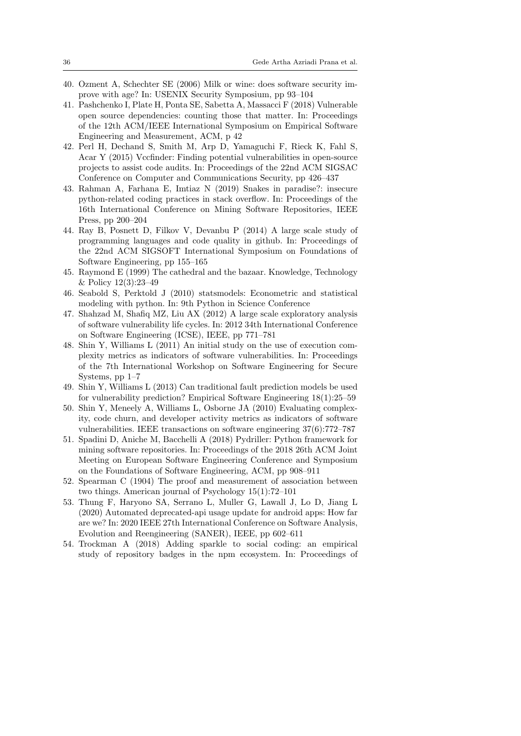40. Ozment A, Schechter SE (2006) Milk or wine: does software security improve with age? In: USENIX Security Symposium, pp 93–104
41. Pashchenko I, Plate H, Ponta SE, Sabetta A, Massacci F (2018) Vulnerable open source dependencies: counting those that matter. In: Proceedings of the 12th ACM/IEEE International Symposium on Empirical Software Engineering and Measurement, ACM, p 42
42. Perl H, Dechand S, Smith M, Arp D, Yamaguchi F, Rieck K, Fahl S, Acar Y (2015) Vccfinder: Finding potential vulnerabilities in open-source projects to assist code audits. In: Proceedings of the 22nd ACM SIGSAC Conference on Computer and Communications Security, pp 426–437
43. Rahman A, Farhana E, Imtiaz N (2019) Snakes in paradise?: insecure python-related coding practices in stack overflow. In: Proceedings of the 16th International Conference on Mining Software Repositories, IEEE Press, pp 200–204
44. Ray B, Posnett D, Filkov V, Devanbu P (2014) A large scale study of programming languages and code quality in github. In: Proceedings of the 22nd ACM SIGSOFT International Symposium on Foundations of Software Engineering, pp 155–165
45. Raymond E (1999) The cathedral and the bazaar. Knowledge, Technology & Policy 12(3):23–49
46. Seabold S, Perktold J (2010) statsmodels: Econometric and statistical modeling with python. In: 9th Python in Science Conference
47. Shahzad M, Shafiq MZ, Liu AX (2012) A large scale exploratory analysis of software vulnerability life cycles. In: 2012 34th International Conference on Software Engineering (ICSE), IEEE, pp 771–781
48. Shin Y, Williams L (2011) An initial study on the use of execution complexity metrics as indicators of software vulnerabilities. In: Proceedings of the 7th International Workshop on Software Engineering for Secure Systems, pp 1–7
49. Shin Y, Williams L (2013) Can traditional fault prediction models be used for vulnerability prediction? Empirical Software Engineering 18(1):25–59
50. Shin Y, Meneely A, Williams L, Osborne JA (2010) Evaluating complexity, code churn, and developer activity metrics as indicators of software vulnerabilities. IEEE transactions on software engineering 37(6):772–787
51. Spadini D, Aniche M, Bacchelli A (2018) Pydriller: Python framework for mining software repositories. In: Proceedings of the 2018 26th ACM Joint Meeting on European Software Engineering Conference and Symposium on the Foundations of Software Engineering, ACM, pp 908–911
52. Spearman C (1904) The proof and measurement of association between two things. American journal of Psychology 15(1):72–101
53. Thung F, Haryono SA, Serrano L, Muller G, Lawall J, Lo D, Jiang L (2020) Automated deprecated-api usage update for android apps: How far are we? In: 2020 IEEE 27th International Conference on Software Analysis, Evolution and Reengineering (SANER), IEEE, pp 602–611
54. Trockman A (2018) Adding sparkle to social coding: an empirical study of repository badges in the npm ecosystem. In: Proceedings of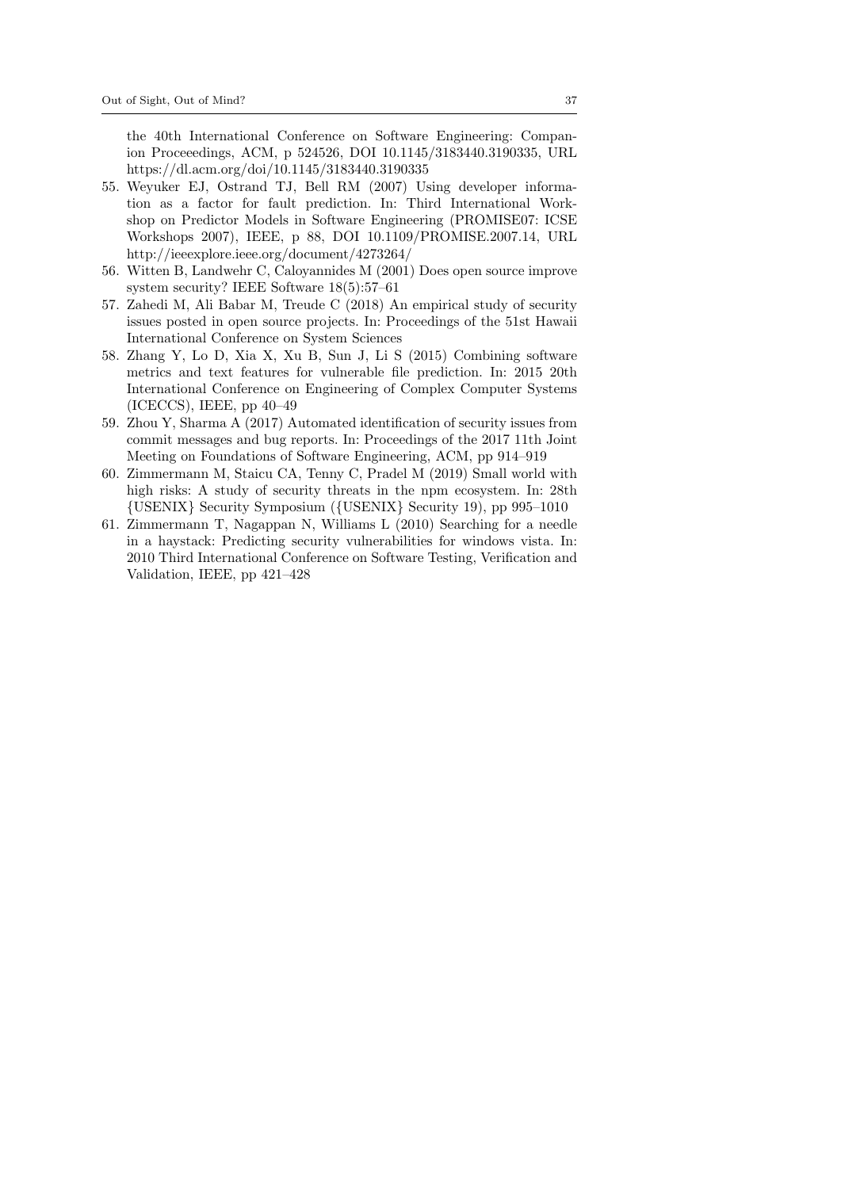the 40th International Conference on Software Engineering: Companion Proceeedings, ACM, p 524526, DOI 10.1145/3183440.3190335, URL https://dl.acm.org/doi/10.1145/3183440.3190335

55. Weyuker EJ, Ostrand TJ, Bell RM (2007) Using developer information as a factor for fault prediction. In: Third International Workshop on Predictor Models in Software Engineering (PROMISE07: ICSE Workshops 2007), IEEE, p 88, DOI 10.1109/PROMISE.2007.14, URL http://ieeexplore.ieee.org/document/4273264/
56. Witten B, Landwehr C, Caloyannides M (2001) Does open source improve system security? IEEE Software 18(5):57–61
57. Zahedi M, Ali Babar M, Treude C (2018) An empirical study of security issues posted in open source projects. In: Proceedings of the 51st Hawaii International Conference on System Sciences
58. Zhang Y, Lo D, Xia X, Xu B, Sun J, Li S (2015) Combining software metrics and text features for vulnerable file prediction. In: 2015 20th International Conference on Engineering of Complex Computer Systems (ICECCS), IEEE, pp 40–49
59. Zhou Y, Sharma A (2017) Automated identification of security issues from commit messages and bug reports. In: Proceedings of the 2017 11th Joint Meeting on Foundations of Software Engineering, ACM, pp 914–919
60. Zimmermann M, Staicu CA, Tenny C, Pradel M (2019) Small world with high risks: A study of security threats in the npm ecosystem. In: 28th {USENIX} Security Symposium ({USENIX} Security 19), pp 995–1010
61. Zimmermann T, Nagappan N, Williams L (2010) Searching for a needle in a haystack: Predicting security vulnerabilities for windows vista. In: 2010 Third International Conference on Software Testing, Verification and Validation, IEEE, pp 421–428